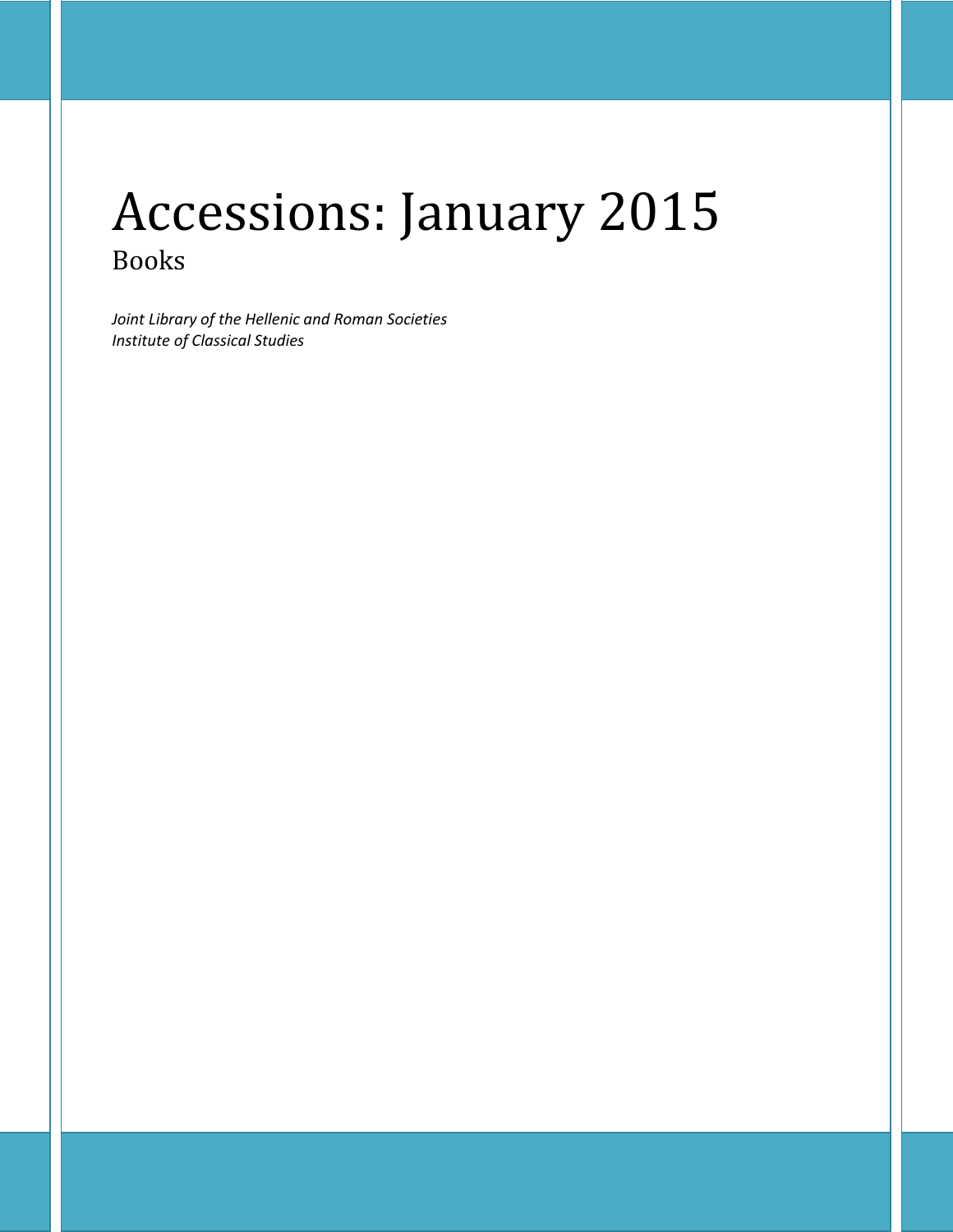# Accessions: January 2015

## Books

*Joint Library of the Hellenic and Roman Societies*
*Institute of Classical Studies*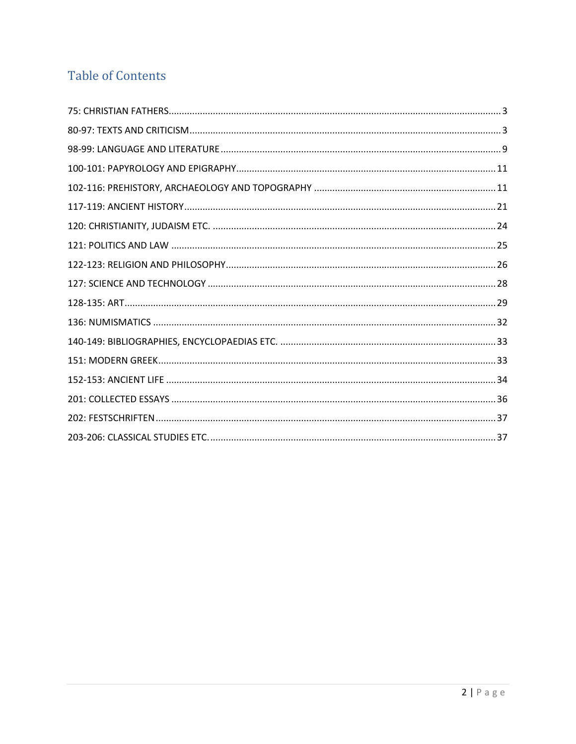# Table of Contents

75: CHRISTIAN FATHERS .......... 3
80-97: TEXTS AND CRITICISM .......... 3
98-99: LANGUAGE AND LITERATURE .......... 9
100-101: PAPYROLOGY AND EPIGRAPHY .......... 11
102-116: PREHISTORY, ARCHAEOLOGY AND TOPOGRAPHY .......... 11
117-119: ANCIENT HISTORY .......... 21
120: CHRISTIANITY, JUDAISM ETC. .......... 24
121: POLITICS AND LAW .......... 25
122-123: RELIGION AND PHILOSOPHY .......... 26
127: SCIENCE AND TECHNOLOGY .......... 28
128-135: ART .......... 29
136: NUMISMATICS .......... 32
140-149: BIBLIOGRAPHIES, ENCYCLOPAEDIAS ETC. .......... 33
151: MODERN GREEK .......... 33
152-153: ANCIENT LIFE .......... 34
201: COLLECTED ESSAYS .......... 36
202: FESTSCHRIFTEN .......... 37
203-206: CLASSICAL STUDIES ETC. .......... 37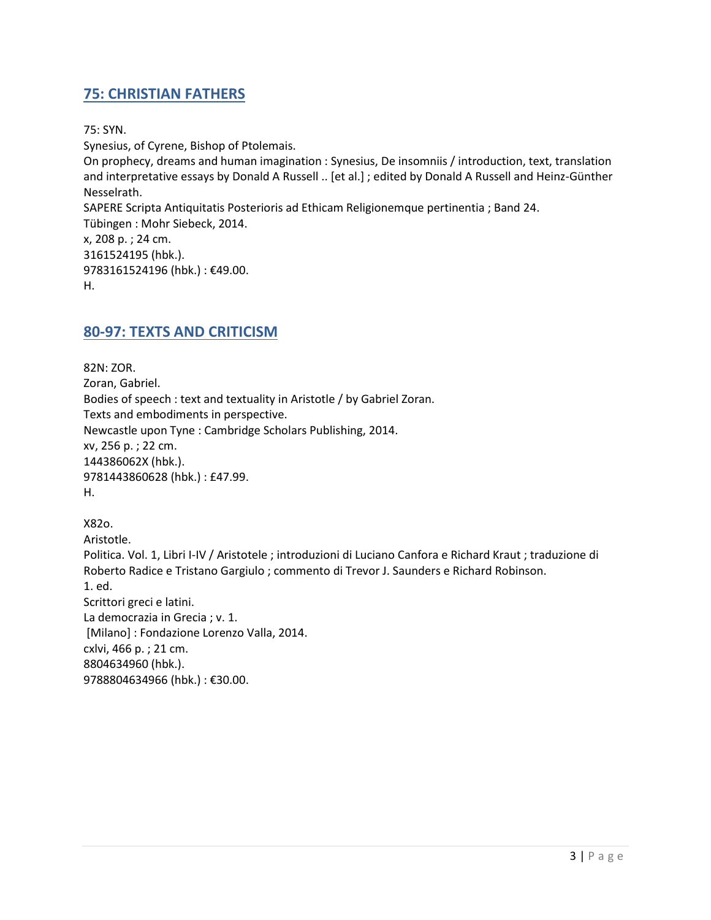## 75: CHRISTIAN FATHERS

75: SYN.
Synesius, of Cyrene, Bishop of Ptolemais.
On prophecy, dreams and human imagination : Synesius, De insomniis / introduction, text, translation and interpretative essays by Donald A Russell .. [et al.] ; edited by Donald A Russell and Heinz-Günther Nesselrath.
SAPERE Scripta Antiquitatis Posterioris ad Ethicam Religionemque pertinentia ; Band 24.
Tübingen : Mohr Siebeck, 2014.
x, 208 p. ; 24 cm.
3161524195 (hbk.).
9783161524196 (hbk.) : €49.00.
H.

## 80-97: TEXTS AND CRITICISM

82N: ZOR.
Zoran, Gabriel.
Bodies of speech : text and textuality in Aristotle / by Gabriel Zoran.
Texts and embodiments in perspective.
Newcastle upon Tyne : Cambridge Scholars Publishing, 2014.
xv, 256 p. ; 22 cm.
144386062X (hbk.).
9781443860628 (hbk.) : £47.99.
H.

X82o.
Aristotle.
Politica. Vol. 1, Libri I-IV / Aristotele ; introduzioni di Luciano Canfora e Richard Kraut ; traduzione di Roberto Radice e Tristano Gargiulo ; commento di Trevor J. Saunders e Richard Robinson.
1. ed.
Scrittori greci e latini.
La democrazia in Grecia ; v. 1.
[Milano] : Fondazione Lorenzo Valla, 2014.
cxlvi, 466 p. ; 21 cm.
8804634960 (hbk.).
9788804634966 (hbk.) : €30.00.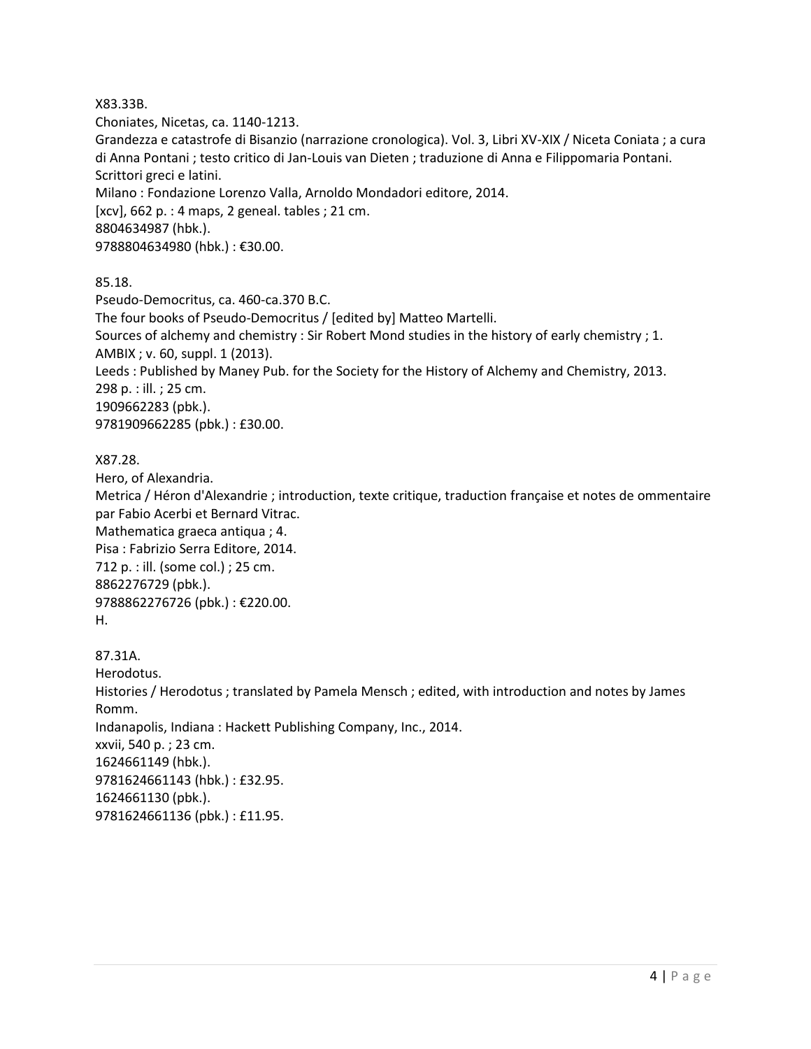X83.33B.
Choniates, Nicetas, ca. 1140-1213.
Grandezza e catastrofe di Bisanzio (narrazione cronologica). Vol. 3, Libri XV-XIX / Niceta Coniata ; a cura di Anna Pontani ; testo critico di Jan-Louis van Dieten ; traduzione di Anna e Filippomaria Pontani.
Scrittori greci e latini.
Milano : Fondazione Lorenzo Valla, Arnoldo Mondadori editore, 2014.
[xcv], 662 p. : 4 maps, 2 geneal. tables ; 21 cm.
8804634987 (hbk.).
9788804634980 (hbk.) : €30.00.

85.18.
Pseudo-Democritus, ca. 460-ca.370 B.C.
The four books of Pseudo-Democritus / [edited by] Matteo Martelli.
Sources of alchemy and chemistry : Sir Robert Mond studies in the history of early chemistry ; 1.
AMBIX ; v. 60, suppl. 1 (2013).
Leeds : Published by Maney Pub. for the Society for the History of Alchemy and Chemistry, 2013.
298 p. : ill. ; 25 cm.
1909662283 (pbk.).
9781909662285 (pbk.) : £30.00.

X87.28.
Hero, of Alexandria.
Metrica / Héron d'Alexandrie ; introduction, texte critique, traduction française et notes de ommentaire par Fabio Acerbi et Bernard Vitrac.
Mathematica graeca antiqua ; 4.
Pisa : Fabrizio Serra Editore, 2014.
712 p. : ill. (some col.) ; 25 cm.
8862276729 (pbk.).
9788862276726 (pbk.) : €220.00.
H.

87.31A.
Herodotus.
Histories / Herodotus ; translated by Pamela Mensch ; edited, with introduction and notes by James Romm.
Indanapolis, Indiana : Hackett Publishing Company, Inc., 2014.
xxvii, 540 p. ; 23 cm.
1624661149 (hbk.).
9781624661143 (hbk.) : £32.95.
1624661130 (pbk.).
9781624661136 (pbk.) : £11.95.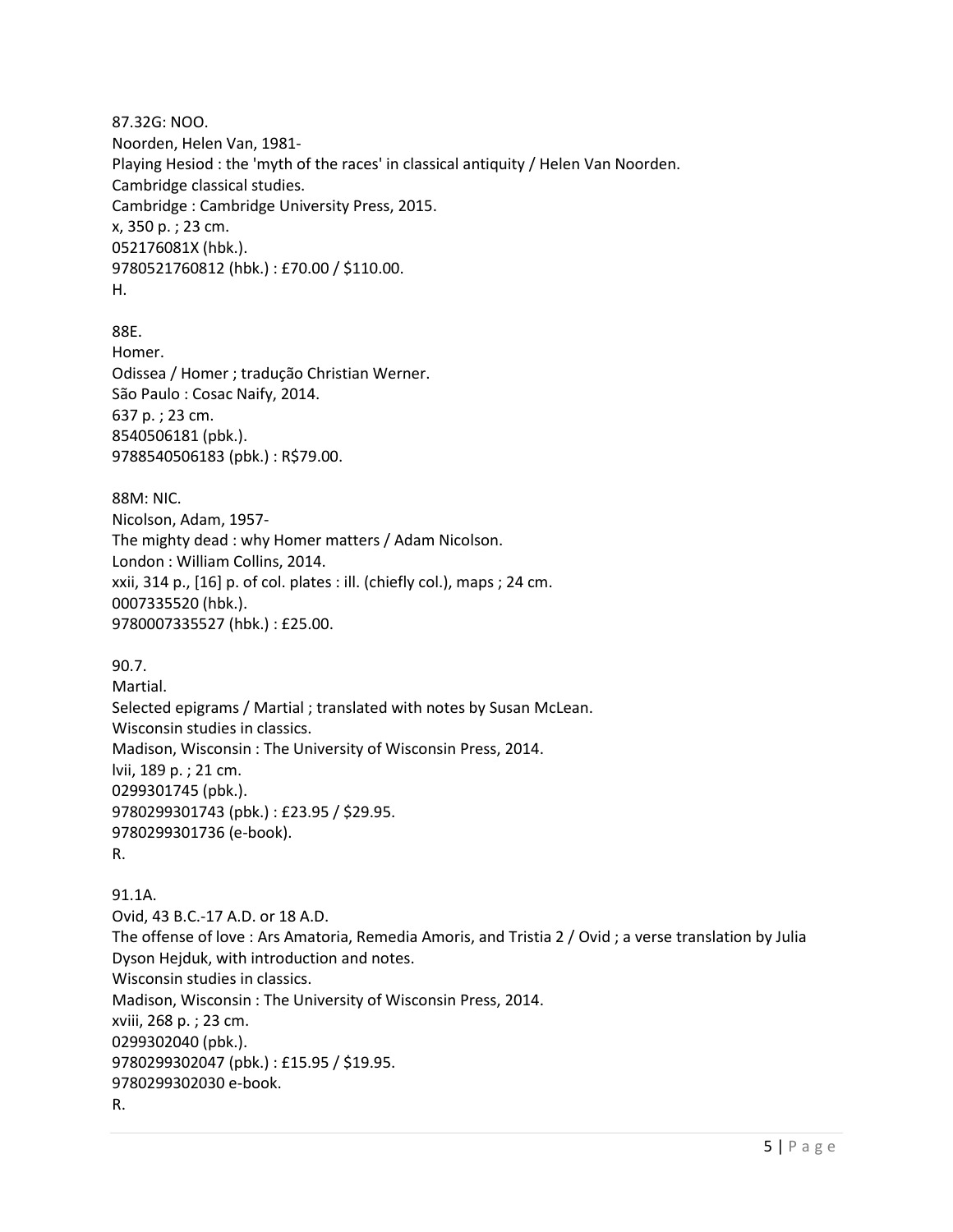87.32G: NOO.
Noorden, Helen Van, 1981-
Playing Hesiod : the 'myth of the races' in classical antiquity / Helen Van Noorden.
Cambridge classical studies.
Cambridge : Cambridge University Press, 2015.
x, 350 p. ; 23 cm.
052176081X (hbk.).
9780521760812 (hbk.) : £70.00 / $110.00.
H.

88E.
Homer.
Odissea / Homer ; tradução Christian Werner.
São Paulo : Cosac Naify, 2014.
637 p. ; 23 cm.
8540506181 (pbk.).
9788540506183 (pbk.) : R$79.00.

88M: NIC.
Nicolson, Adam, 1957-
The mighty dead : why Homer matters / Adam Nicolson.
London : William Collins, 2014.
xxii, 314 p., [16] p. of col. plates : ill. (chiefly col.), maps ; 24 cm.
0007335520 (hbk.).
9780007335527 (hbk.) : £25.00.

90.7.
Martial.
Selected epigrams / Martial ; translated with notes by Susan McLean.
Wisconsin studies in classics.
Madison, Wisconsin : The University of Wisconsin Press, 2014.
lvii, 189 p. ; 21 cm.
0299301745 (pbk.).
9780299301743 (pbk.) : £23.95 / $29.95.
9780299301736 (e-book).
R.

91.1A.
Ovid, 43 B.C.-17 A.D. or 18 A.D.
The offense of love : Ars Amatoria, Remedia Amoris, and Tristia 2 / Ovid ; a verse translation by Julia Dyson Hejduk, with introduction and notes.
Wisconsin studies in classics.
Madison, Wisconsin : The University of Wisconsin Press, 2014.
xviii, 268 p. ; 23 cm.
0299302040 (pbk.).
9780299302047 (pbk.) : £15.95 / $19.95.
9780299302030 e-book.
R.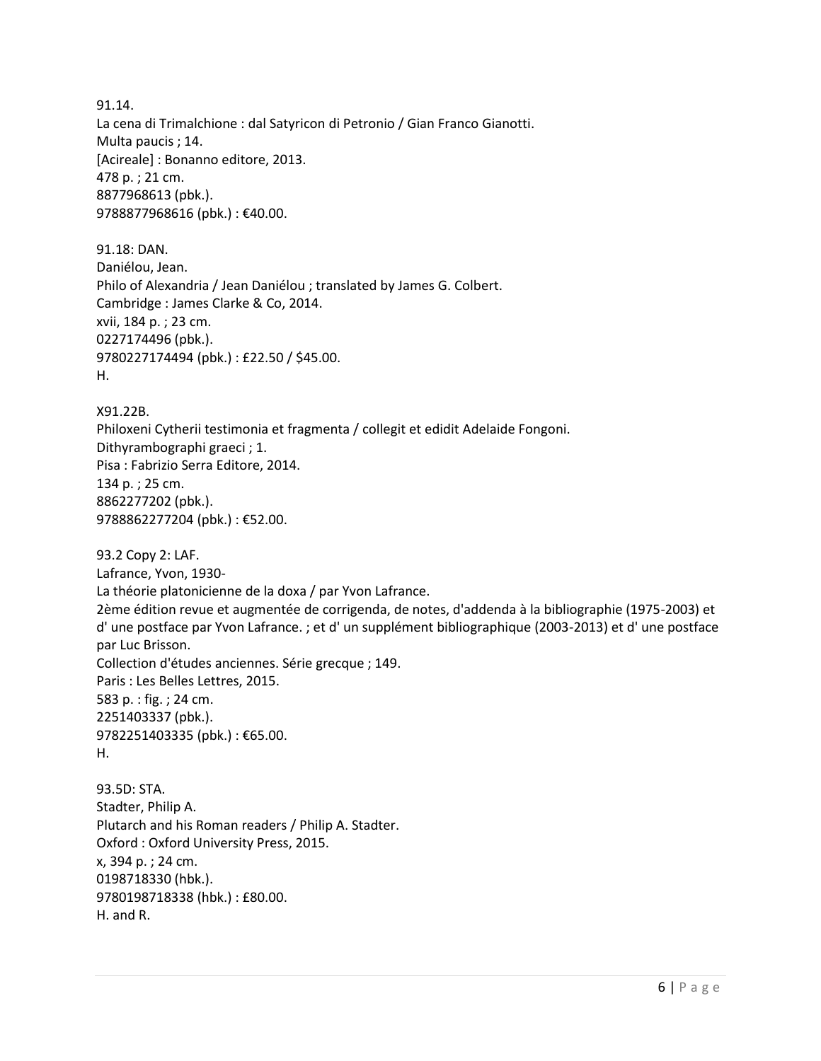91.14.
La cena di Trimalchione : dal Satyricon di Petronio / Gian Franco Gianotti.
Multa paucis ; 14.
[Acireale] : Bonanno editore, 2013.
478 p. ; 21 cm.
8877968613 (pbk.).
9788877968616 (pbk.) : €40.00.

91.18: DAN.
Daniélou, Jean.
Philo of Alexandria / Jean Daniélou ; translated by James G. Colbert.
Cambridge : James Clarke & Co, 2014.
xvii, 184 p. ; 23 cm.
0227174496 (pbk.).
9780227174494 (pbk.) : £22.50 / $45.00.
H.

X91.22B.
Philoxeni Cytherii testimonia et fragmenta / collegit et edidit Adelaide Fongoni.
Dithyrambographi graeci ; 1.
Pisa : Fabrizio Serra Editore, 2014.
134 p. ; 25 cm.
8862277202 (pbk.).
9788862277204 (pbk.) : €52.00.

93.2 Copy 2: LAF.
Lafrance, Yvon, 1930-
La théorie platonicienne de la doxa / par Yvon Lafrance.
2ème édition revue et augmentée de corrigenda, de notes, d'addenda à la bibliographie (1975-2003) et d' une postface par Yvon Lafrance. ; et d' un supplément bibliographique (2003-2013) et d' une postface par Luc Brisson.
Collection d'études anciennes. Série grecque ; 149.
Paris : Les Belles Lettres, 2015.
583 p. : fig. ; 24 cm.
2251403337 (pbk.).
9782251403335 (pbk.) : €65.00.
H.

93.5D: STA.
Stadter, Philip A.
Plutarch and his Roman readers / Philip A. Stadter.
Oxford : Oxford University Press, 2015.
x, 394 p. ; 24 cm.
0198718330 (hbk.).
9780198718338 (hbk.) : £80.00.
H. and R.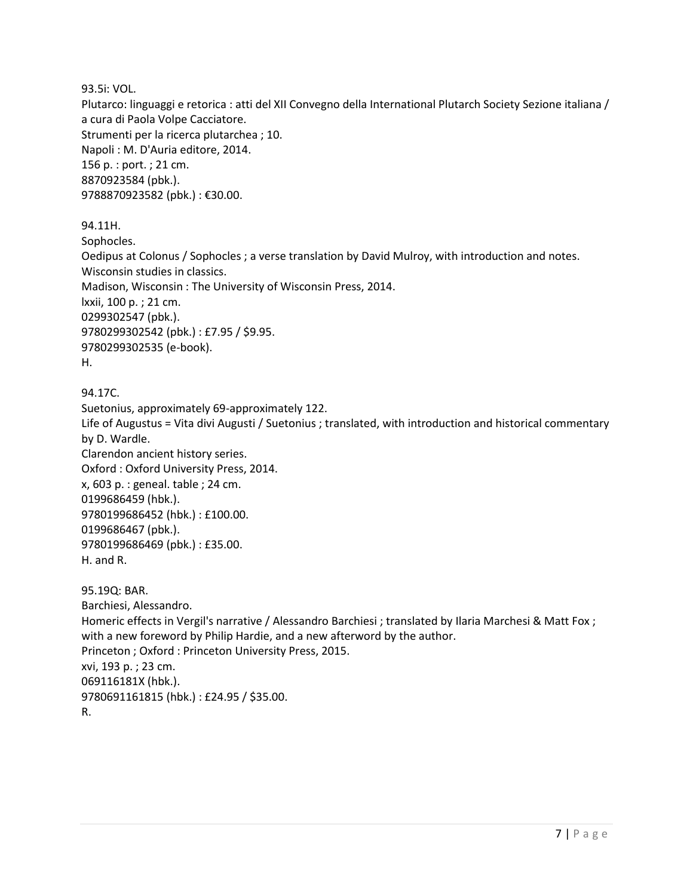93.5i: VOL.  
Plutarco: linguaggi e retorica : atti del XII Convegno della International Plutarch Society Sezione italiana / a cura di Paola Volpe Cacciatore.  
Strumenti per la ricerca plutarchea ; 10.  
Napoli : M. D'Auria editore, 2014.  
156 p. : port. ; 21 cm.  
8870923584 (pbk.).  
9788870923582 (pbk.) : €30.00.

94.11H.  
Sophocles.  
Oedipus at Colonus / Sophocles ; a verse translation by David Mulroy, with introduction and notes.  
Wisconsin studies in classics.  
Madison, Wisconsin : The University of Wisconsin Press, 2014.  
lxxii, 100 p. ; 21 cm.  
0299302547 (pbk.).  
9780299302542 (pbk.) : £7.95 / $9.95.  
9780299302535 (e-book).  
H.

94.17C.  
Suetonius, approximately 69-approximately 122.  
Life of Augustus = Vita divi Augusti / Suetonius ; translated, with introduction and historical commentary by D. Wardle.  
Clarendon ancient history series.  
Oxford : Oxford University Press, 2014.  
x, 603 p. : geneal. table ; 24 cm.  
0199686459 (hbk.).  
9780199686452 (hbk.) : £100.00.  
0199686467 (pbk.).  
9780199686469 (pbk.) : £35.00.  
H. and R.

95.19Q: BAR.  
Barchiesi, Alessandro.  
Homeric effects in Vergil's narrative / Alessandro Barchiesi ; translated by Ilaria Marchesi & Matt Fox ; with a new foreword by Philip Hardie, and a new afterword by the author.  
Princeton ; Oxford : Princeton University Press, 2015.  
xvi, 193 p. ; 23 cm.  
069116181X (hbk.).  
9780691161815 (hbk.) : £24.95 / $35.00.  
R.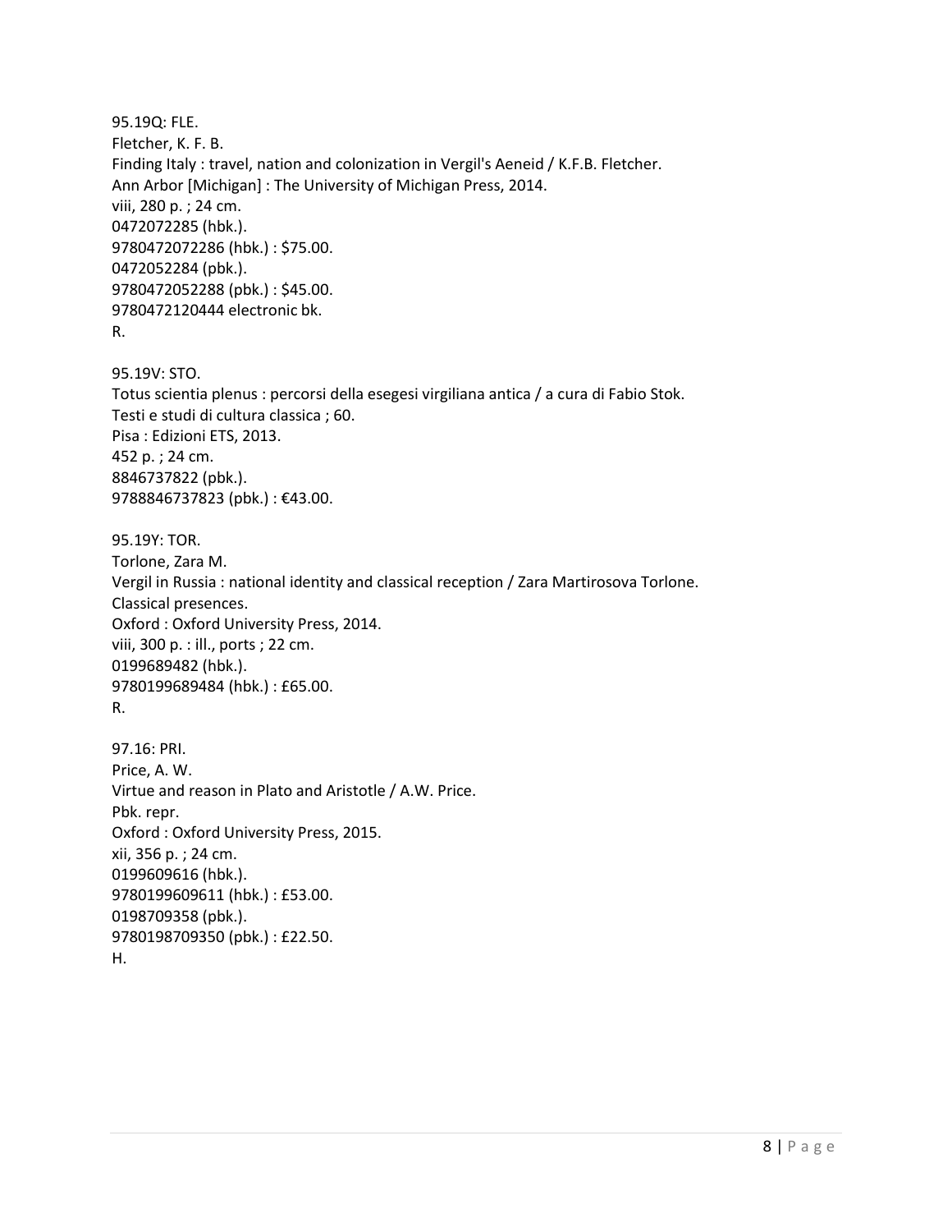95.19Q: FLE.  
Fletcher, K. F. B.  
Finding Italy : travel, nation and colonization in Vergil's Aeneid / K.F.B. Fletcher.  
Ann Arbor [Michigan] : The University of Michigan Press, 2014.  
viii, 280 p. ; 24 cm.  
0472072285 (hbk.).  
9780472072286 (hbk.) : $75.00.  
0472052284 (pbk.).  
9780472052288 (pbk.) : $45.00.  
9780472120444 electronic bk.  
R.

95.19V: STO.  
Totus scientia plenus : percorsi della esegesi virgiliana antica / a cura di Fabio Stok.  
Testi e studi di cultura classica ; 60.  
Pisa : Edizioni ETS, 2013.  
452 p. ; 24 cm.  
8846737822 (pbk.).  
9788846737823 (pbk.) : €43.00.

95.19Y: TOR.  
Torlone, Zara M.  
Vergil in Russia : national identity and classical reception / Zara Martirosova Torlone.  
Classical presences.  
Oxford : Oxford University Press, 2014.  
viii, 300 p. : ill., ports ; 22 cm.  
0199689482 (hbk.).  
9780199689484 (hbk.) : £65.00.  
R.

97.16: PRI.  
Price, A. W.  
Virtue and reason in Plato and Aristotle / A.W. Price.  
Pbk. repr.  
Oxford : Oxford University Press, 2015.  
xii, 356 p. ; 24 cm.  
0199609616 (hbk.).  
9780199609611 (hbk.) : £53.00.  
0198709358 (pbk.).  
9780198709350 (pbk.) : £22.50.  
H.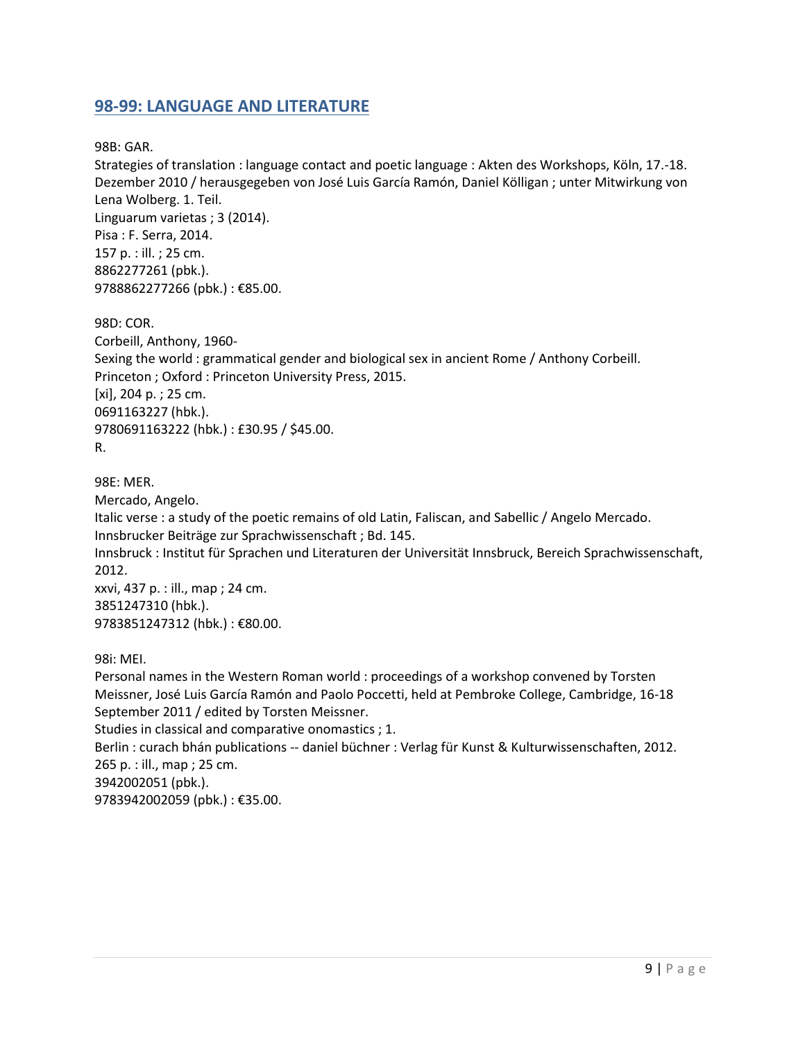## 98-99: LANGUAGE AND LITERATURE

98B: GAR.
Strategies of translation : language contact and poetic language : Akten des Workshops, Köln, 17.-18. Dezember 2010 / herausgegeben von José Luis García Ramón, Daniel Kölligan ; unter Mitwirkung von Lena Wolberg. 1. Teil.
Linguarum varietas ; 3 (2014).
Pisa : F. Serra, 2014.
157 p. : ill. ; 25 cm.
8862277261 (pbk.).
9788862277266 (pbk.) : €85.00.

98D: COR.
Corbeill, Anthony, 1960-
Sexing the world : grammatical gender and biological sex in ancient Rome / Anthony Corbeill.
Princeton ; Oxford : Princeton University Press, 2015.
[xi], 204 p. ; 25 cm.
0691163227 (hbk.).
9780691163222 (hbk.) : £30.95 / $45.00.
R.

98E: MER.
Mercado, Angelo.
Italic verse : a study of the poetic remains of old Latin, Faliscan, and Sabellic / Angelo Mercado.
Innsbrucker Beiträge zur Sprachwissenschaft ; Bd. 145.
Innsbruck : Institut für Sprachen und Literaturen der Universität Innsbruck, Bereich Sprachwissenschaft, 2012.
xxvi, 437 p. : ill., map ; 24 cm.
3851247310 (hbk.).
9783851247312 (hbk.) : €80.00.

98i: MEI.
Personal names in the Western Roman world : proceedings of a workshop convened by Torsten Meissner, José Luis García Ramón and Paolo Poccetti, held at Pembroke College, Cambridge, 16-18 September 2011 / edited by Torsten Meissner.
Studies in classical and comparative onomastics ; 1.
Berlin : curach bhán publications -- daniel büchner : Verlag für Kunst & Kulturwissenschaften, 2012.
265 p. : ill., map ; 25 cm.
3942002051 (pbk.).
9783942002059 (pbk.) : €35.00.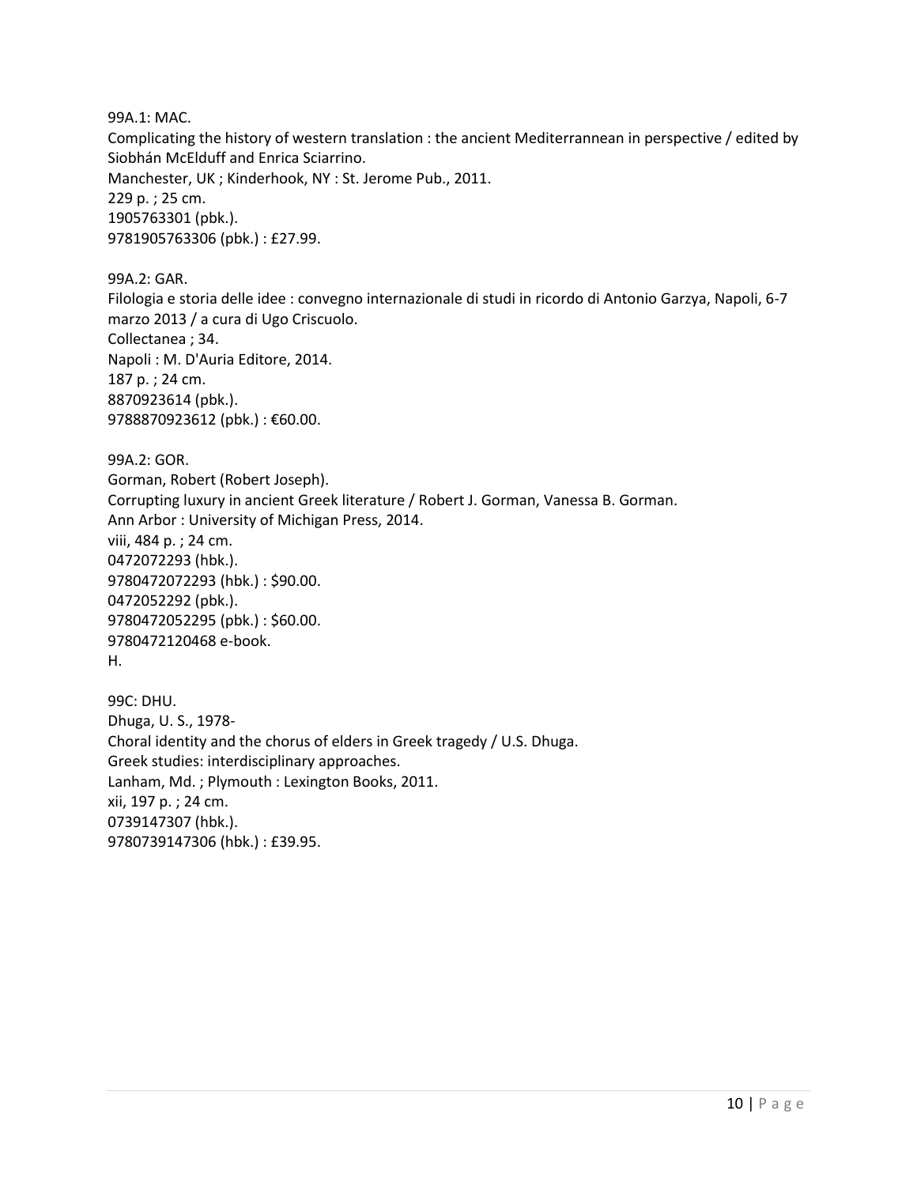99A.1: MAC.
Complicating the history of western translation : the ancient Mediterrannean in perspective / edited by Siobhán McElduff and Enrica Sciarrino.
Manchester, UK ; Kinderhook, NY : St. Jerome Pub., 2011.
229 p. ; 25 cm.
1905763301 (pbk.).
9781905763306 (pbk.) : £27.99.

99A.2: GAR.
Filologia e storia delle idee : convegno internazionale di studi in ricordo di Antonio Garzya, Napoli, 6-7 marzo 2013 / a cura di Ugo Criscuolo.
Collectanea ; 34.
Napoli : M. D'Auria Editore, 2014.
187 p. ; 24 cm.
8870923614 (pbk.).
9788870923612 (pbk.) : €60.00.

99A.2: GOR.
Gorman, Robert (Robert Joseph).
Corrupting luxury in ancient Greek literature / Robert J. Gorman, Vanessa B. Gorman.
Ann Arbor : University of Michigan Press, 2014.
viii, 484 p. ; 24 cm.
0472072293 (hbk.).
9780472072293 (hbk.) : $90.00.
0472052292 (pbk.).
9780472052295 (pbk.) : $60.00.
9780472120468 e-book.
H.

99C: DHU.
Dhuga, U. S., 1978-
Choral identity and the chorus of elders in Greek tragedy / U.S. Dhuga.
Greek studies: interdisciplinary approaches.
Lanham, Md. ; Plymouth : Lexington Books, 2011.
xii, 197 p. ; 24 cm.
0739147307 (hbk.).
9780739147306 (hbk.) : £39.95.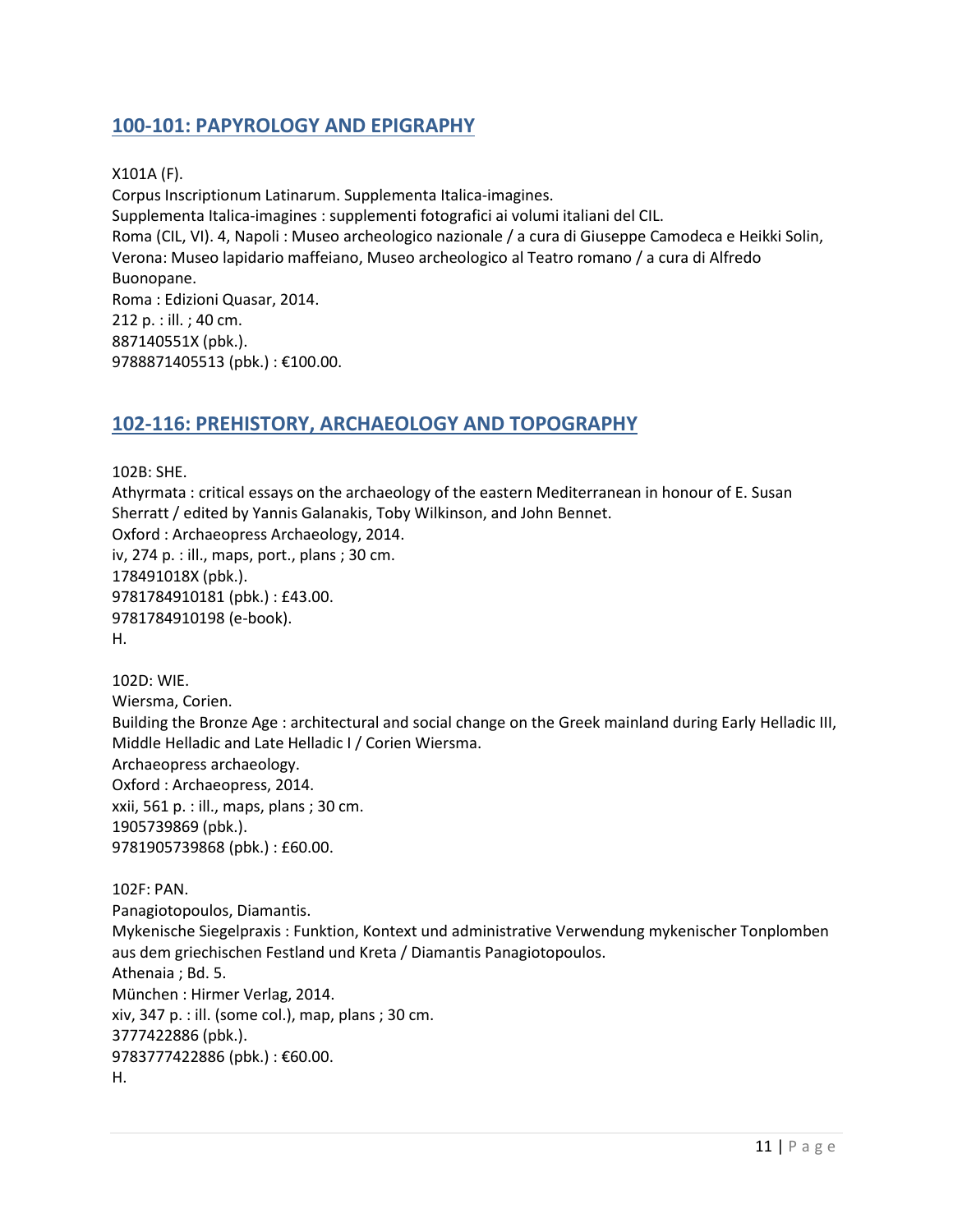## 100-101: PAPYROLOGY AND EPIGRAPHY

X101A (F).
Corpus Inscriptionum Latinarum. Supplementa Italica-imagines.
Supplementa Italica-imagines : supplementi fotografici ai volumi italiani del CIL.
Roma (CIL, VI). 4, Napoli : Museo archeologico nazionale / a cura di Giuseppe Camodeca e Heikki Solin, Verona: Museo lapidario maffeiano, Museo archeologico al Teatro romano / a cura di Alfredo Buonopane.
Roma : Edizioni Quasar, 2014.
212 p. : ill. ; 40 cm.
887140551X (pbk.).
9788871405513 (pbk.) : €100.00.

## 102-116: PREHISTORY, ARCHAEOLOGY AND TOPOGRAPHY

102B: SHE.
Athyrmata : critical essays on the archaeology of the eastern Mediterranean in honour of E. Susan Sherratt / edited by Yannis Galanakis, Toby Wilkinson, and John Bennet.
Oxford : Archaeopress Archaeology, 2014.
iv, 274 p. : ill., maps, port., plans ; 30 cm.
178491018X (pbk.).
9781784910181 (pbk.) : £43.00.
9781784910198 (e-book).
H.

102D: WIE.
Wiersma, Corien.
Building the Bronze Age : architectural and social change on the Greek mainland during Early Helladic III, Middle Helladic and Late Helladic I / Corien Wiersma.
Archaeopress archaeology.
Oxford : Archaeopress, 2014.
xxii, 561 p. : ill., maps, plans ; 30 cm.
1905739869 (pbk.).
9781905739868 (pbk.) : £60.00.

102F: PAN.
Panagiotopoulos, Diamantis.
Mykenische Siegelpraxis : Funktion, Kontext und administrative Verwendung mykenischer Tonplomben aus dem griechischen Festland und Kreta / Diamantis Panagiotopoulos.
Athenaia ; Bd. 5.
München : Hirmer Verlag, 2014.
xiv, 347 p. : ill. (some col.), map, plans ; 30 cm.
3777422886 (pbk.).
9783777422886 (pbk.) : €60.00.
H.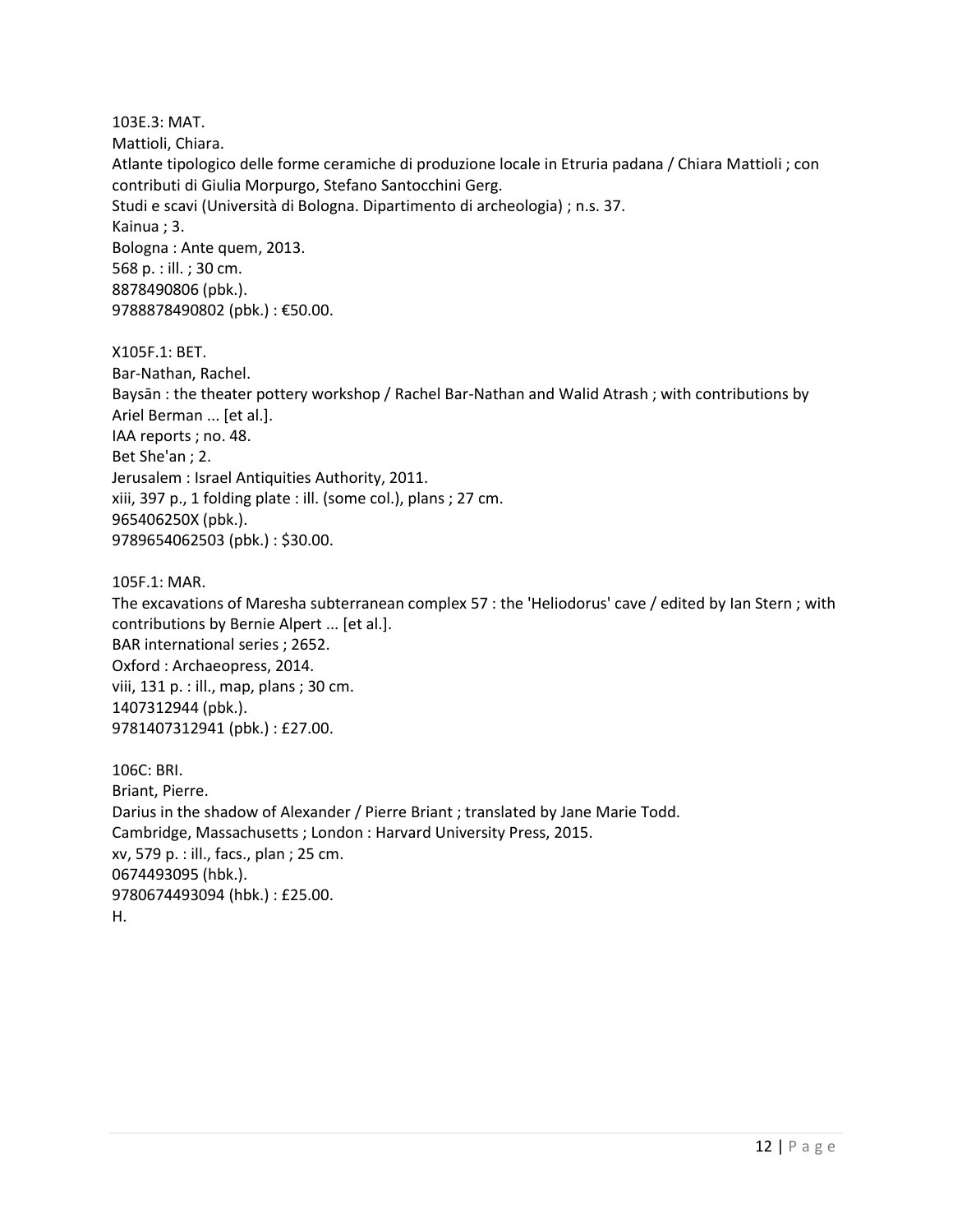103E.3: MAT.
Mattioli, Chiara.
Atlante tipologico delle forme ceramiche di produzione locale in Etruria padana / Chiara Mattioli ; con contributi di Giulia Morpurgo, Stefano Santocchini Gerg.
Studi e scavi (Università di Bologna. Dipartimento di archeologia) ; n.s. 37.
Kainua ; 3.
Bologna : Ante quem, 2013.
568 p. : ill. ; 30 cm.
8878490806 (pbk.).
9788878490802 (pbk.) : €50.00.

X105F.1: BET.
Bar-Nathan, Rachel.
Baysān : the theater pottery workshop / Rachel Bar-Nathan and Walid Atrash ; with contributions by Ariel Berman ... [et al.].
IAA reports ; no. 48.
Bet She'an ; 2.
Jerusalem : Israel Antiquities Authority, 2011.
xiii, 397 p., 1 folding plate : ill. (some col.), plans ; 27 cm.
965406250X (pbk.).
9789654062503 (pbk.) : $30.00.

105F.1: MAR.
The excavations of Maresha subterranean complex 57 : the 'Heliodorus' cave / edited by Ian Stern ; with contributions by Bernie Alpert ... [et al.].
BAR international series ; 2652.
Oxford : Archaeopress, 2014.
viii, 131 p. : ill., map, plans ; 30 cm.
1407312944 (pbk.).
9781407312941 (pbk.) : £27.00.

106C: BRI.
Briant, Pierre.
Darius in the shadow of Alexander / Pierre Briant ; translated by Jane Marie Todd.
Cambridge, Massachusetts ; London : Harvard University Press, 2015.
xv, 579 p. : ill., facs., plan ; 25 cm.
0674493095 (hbk.).
9780674493094 (hbk.) : £25.00.
H.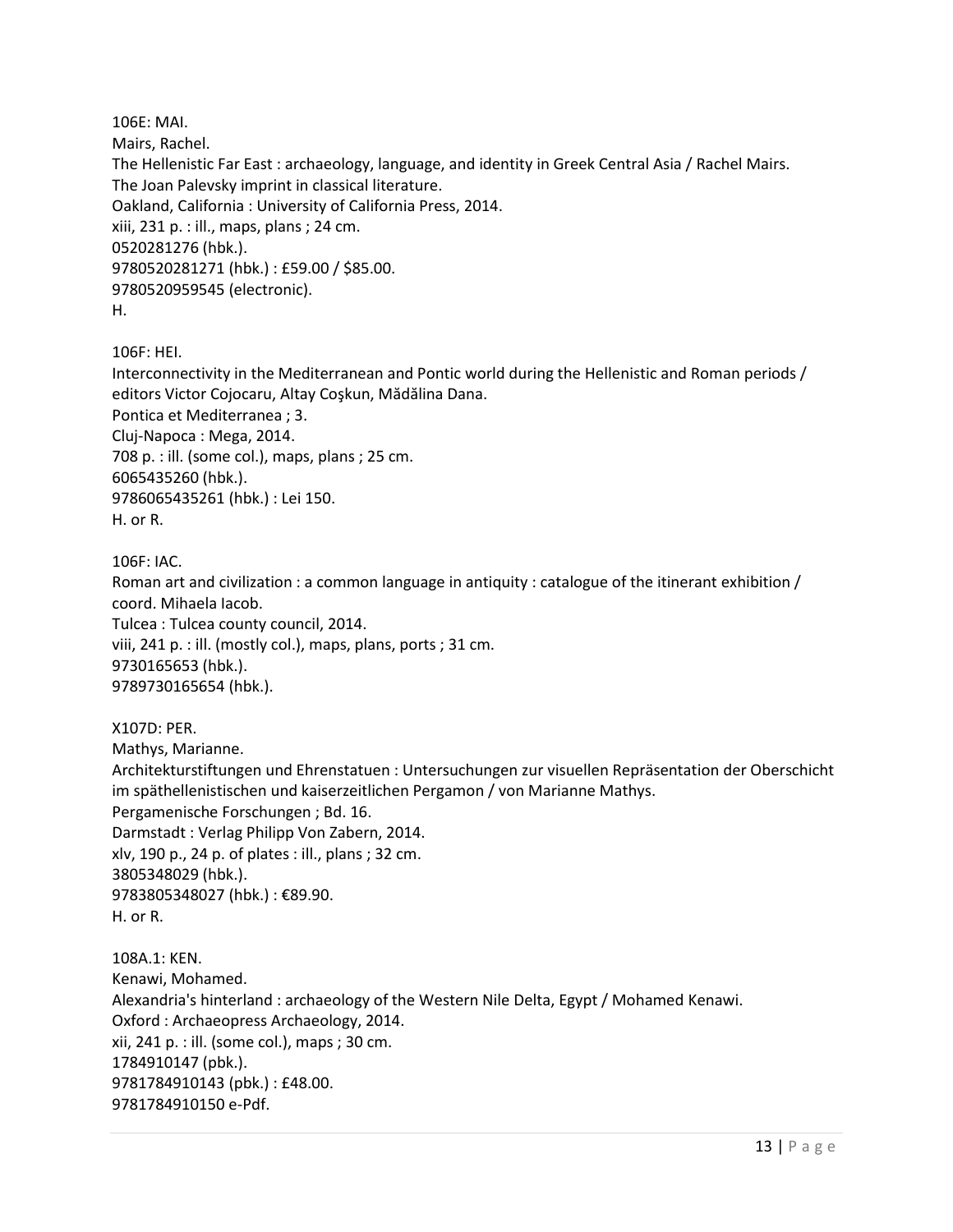106E: MAI.
Mairs, Rachel.
The Hellenistic Far East : archaeology, language, and identity in Greek Central Asia / Rachel Mairs.
The Joan Palevsky imprint in classical literature.
Oakland, California : University of California Press, 2014.
xiii, 231 p. : ill., maps, plans ; 24 cm.
0520281276 (hbk.).
9780520281271 (hbk.) : £59.00 / $85.00.
9780520959545 (electronic).
H.

106F: HEI.
Interconnectivity in the Mediterranean and Pontic world during the Hellenistic and Roman periods / editors Victor Cojocaru, Altay Coşkun, Mădălina Dana.
Pontica et Mediterranea ; 3.
Cluj-Napoca : Mega, 2014.
708 p. : ill. (some col.), maps, plans ; 25 cm.
6065435260 (hbk.).
9786065435261 (hbk.) : Lei 150.
H. or R.

106F: IAC.
Roman art and civilization : a common language in antiquity : catalogue of the itinerant exhibition / coord. Mihaela Iacob.
Tulcea : Tulcea county council, 2014.
viii, 241 p. : ill. (mostly col.), maps, plans, ports ; 31 cm.
9730165653 (hbk.).
9789730165654 (hbk.).

X107D: PER.
Mathys, Marianne.
Architekturstiftungen und Ehrenstatuen : Untersuchungen zur visuellen Repräsentation der Oberschicht im späthellenistischen und kaiserzeitlichen Pergamon / von Marianne Mathys.
Pergamenische Forschungen ; Bd. 16.
Darmstadt : Verlag Philipp Von Zabern, 2014.
xlv, 190 p., 24 p. of plates : ill., plans ; 32 cm.
3805348029 (hbk.).
9783805348027 (hbk.) : €89.90.
H. or R.

108A.1: KEN.
Kenawi, Mohamed.
Alexandria's hinterland : archaeology of the Western Nile Delta, Egypt / Mohamed Kenawi.
Oxford : Archaeopress Archaeology, 2014.
xii, 241 p. : ill. (some col.), maps ; 30 cm.
1784910147 (pbk.).
9781784910143 (pbk.) : £48.00.
9781784910150 e-Pdf.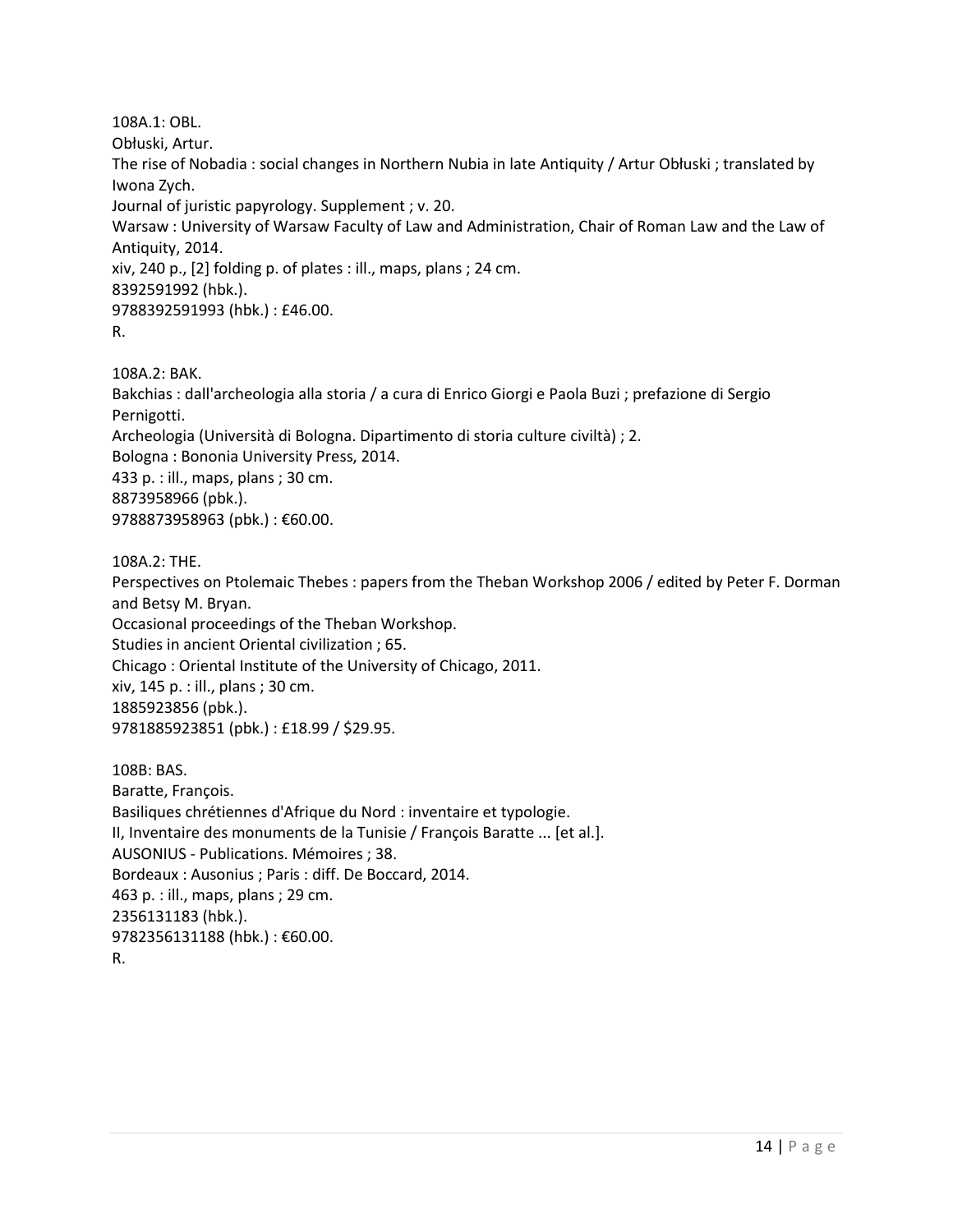108A.1: OBL.
Obłuski, Artur.
The rise of Nobadia : social changes in Northern Nubia in late Antiquity / Artur Obłuski ; translated by Iwona Zych.
Journal of juristic papyrology. Supplement ; v. 20.
Warsaw : University of Warsaw Faculty of Law and Administration, Chair of Roman Law and the Law of Antiquity, 2014.
xiv, 240 p., [2] folding p. of plates : ill., maps, plans ; 24 cm.
8392591992 (hbk.).
9788392591993 (hbk.) : £46.00.
R.

108A.2: BAK.
Bakchias : dall'archeologia alla storia / a cura di Enrico Giorgi e Paola Buzi ; prefazione di Sergio Pernigotti.
Archeologia (Università di Bologna. Dipartimento di storia culture civiltà) ; 2.
Bologna : Bononia University Press, 2014.
433 p. : ill., maps, plans ; 30 cm.
8873958966 (pbk.).
9788873958963 (pbk.) : €60.00.

108A.2: THE.
Perspectives on Ptolemaic Thebes : papers from the Theban Workshop 2006 / edited by Peter F. Dorman and Betsy M. Bryan.
Occasional proceedings of the Theban Workshop.
Studies in ancient Oriental civilization ; 65.
Chicago : Oriental Institute of the University of Chicago, 2011.
xiv, 145 p. : ill., plans ; 30 cm.
1885923856 (pbk.).
9781885923851 (pbk.) : £18.99 / $29.95.

108B: BAS.
Baratte, François.
Basiliques chrétiennes d'Afrique du Nord : inventaire et typologie.
II, Inventaire des monuments de la Tunisie / François Baratte ... [et al.].
AUSONIUS - Publications. Mémoires ; 38.
Bordeaux : Ausonius ; Paris : diff. De Boccard, 2014.
463 p. : ill., maps, plans ; 29 cm.
2356131183 (hbk.).
9782356131188 (hbk.) : €60.00.
R.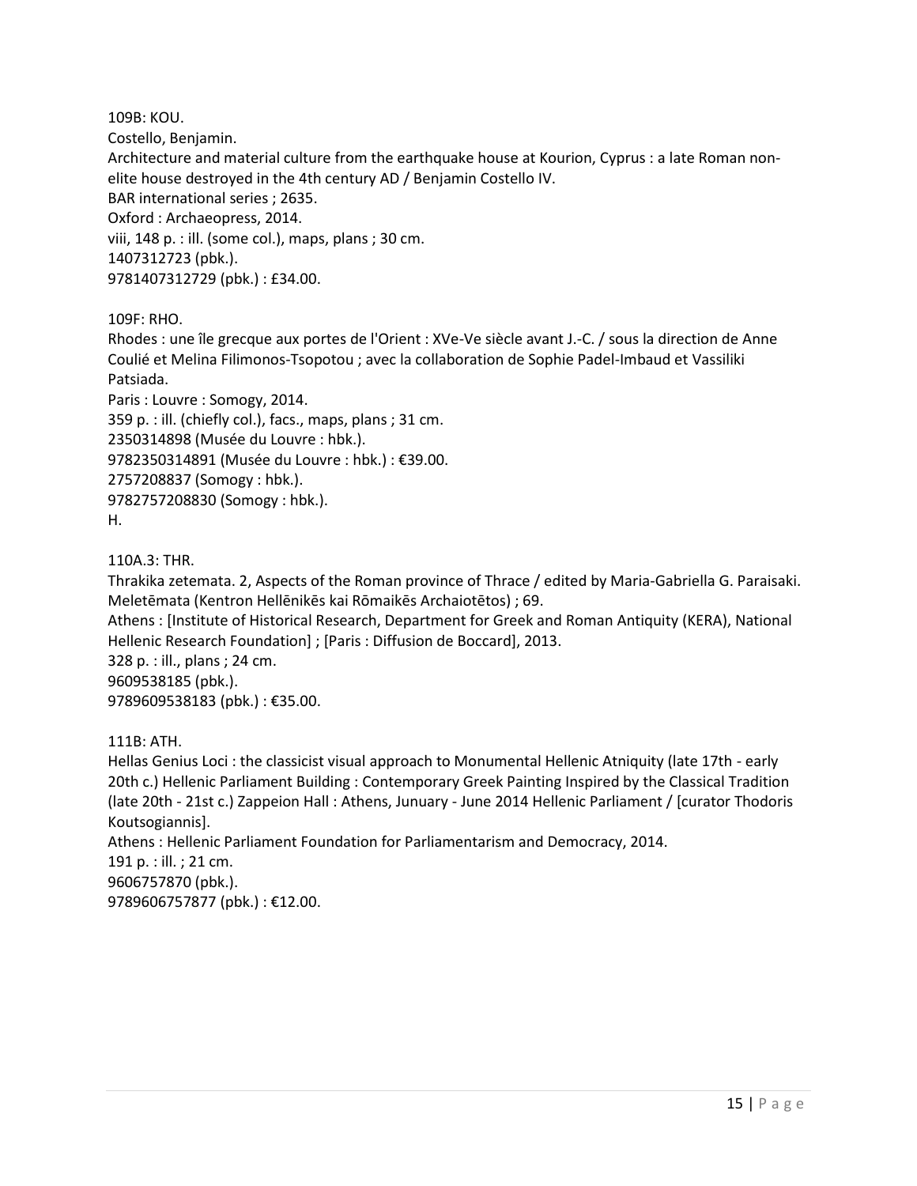109B: KOU.
Costello, Benjamin.
Architecture and material culture from the earthquake house at Kourion, Cyprus : a late Roman non-elite house destroyed in the 4th century AD / Benjamin Costello IV.
BAR international series ; 2635.
Oxford : Archaeopress, 2014.
viii, 148 p. : ill. (some col.), maps, plans ; 30 cm.
1407312723 (pbk.).
9781407312729 (pbk.) : £34.00.

109F: RHO.
Rhodes : une île grecque aux portes de l'Orient : XVe-Ve siècle avant J.-C. / sous la direction de Anne Coulié et Melina Filimonos-Tsopotou ; avec la collaboration de Sophie Padel-Imbaud et Vassiliki Patsiada.
Paris : Louvre : Somogy, 2014.
359 p. : ill. (chiefly col.), facs., maps, plans ; 31 cm.
2350314898 (Musée du Louvre : hbk.).
9782350314891 (Musée du Louvre : hbk.) : €39.00.
2757208837 (Somogy : hbk.).
9782757208830 (Somogy : hbk.).
H.

110A.3: THR.
Thrakika zetemata. 2, Aspects of the Roman province of Thrace / edited by Maria-Gabriella G. Paraisaki.
Meletēmata (Kentron Hellēnikēs kai Rōmaikēs Archaiotētos) ; 69.
Athens : [Institute of Historical Research, Department for Greek and Roman Antiquity (KERA), National Hellenic Research Foundation] ; [Paris : Diffusion de Boccard], 2013.
328 p. : ill., plans ; 24 cm.
9609538185 (pbk.).
9789609538183 (pbk.) : €35.00.

111B: ATH.
Hellas Genius Loci : the classicist visual approach to Monumental Hellenic Atniquity (late 17th - early 20th c.) Hellenic Parliament Building : Contemporary Greek Painting Inspired by the Classical Tradition (late 20th - 21st c.) Zappeion Hall : Athens, Junuary - June 2014 Hellenic Parliament / [curator Thodoris Koutsogiannis].
Athens : Hellenic Parliament Foundation for Parliamentarism and Democracy, 2014.
191 p. : ill. ; 21 cm.
9606757870 (pbk.).
9789606757877 (pbk.) : €12.00.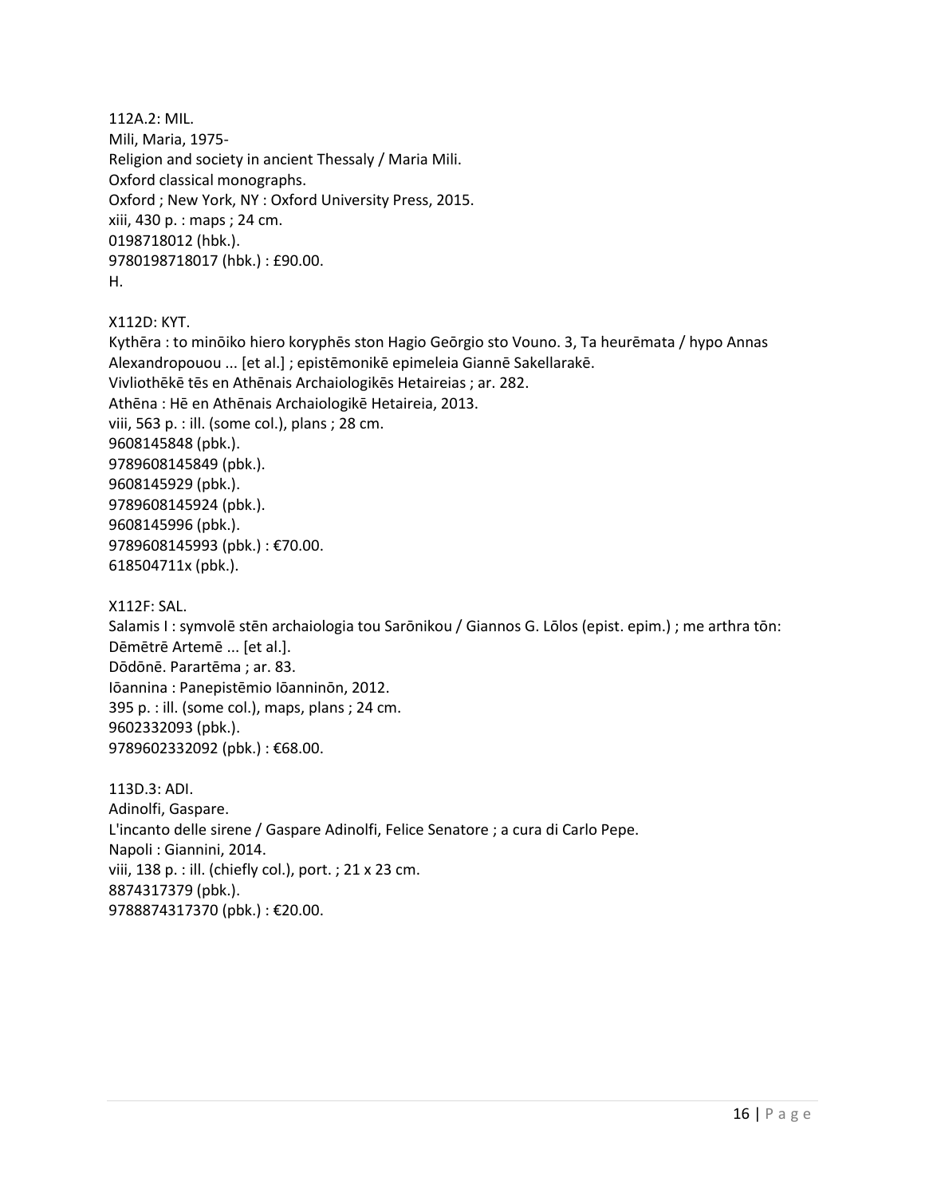112A.2: MIL.
Mili, Maria, 1975-
Religion and society in ancient Thessaly / Maria Mili.
Oxford classical monographs.
Oxford ; New York, NY : Oxford University Press, 2015.
xiii, 430 p. : maps ; 24 cm.
0198718012 (hbk.).
9780198718017 (hbk.) : £90.00.
H.

X112D: KYT.
Kythēra : to minōiko hiero koryphēs ston Hagio Geōrgio sto Vouno. 3, Ta heurēmata / hypo Annas Alexandropouou ... [et al.] ; epistēmonikē epimeleia Giannē Sakellarakē.
Vivliothēkē tēs en Athēnais Archaiologikēs Hetaireias ; ar. 282.
Athēna : Hē en Athēnais Archaiologikē Hetaireia, 2013.
viii, 563 p. : ill. (some col.), plans ; 28 cm.
9608145848 (pbk.).
9789608145849 (pbk.).
9608145929 (pbk.).
9789608145924 (pbk.).
9608145996 (pbk.).
9789608145993 (pbk.) : €70.00.
618504711x (pbk.).

X112F: SAL.
Salamis I : symvolē stēn archaiologia tou Sarōnikou / Giannos G. Lōlos (epist. epim.) ; me arthra tōn: Dēmētrē Artemē ... [et al.].
Dōdōnē. Parartēma ; ar. 83.
Iōannina : Panepistēmio Iōanninōn, 2012.
395 p. : ill. (some col.), maps, plans ; 24 cm.
9602332093 (pbk.).
9789602332092 (pbk.) : €68.00.

113D.3: ADI.
Adinolfi, Gaspare.
L'incanto delle sirene / Gaspare Adinolfi, Felice Senatore ; a cura di Carlo Pepe.
Napoli : Giannini, 2014.
viii, 138 p. : ill. (chiefly col.), port. ; 21 x 23 cm.
8874317379 (pbk.).
9788874317370 (pbk.) : €20.00.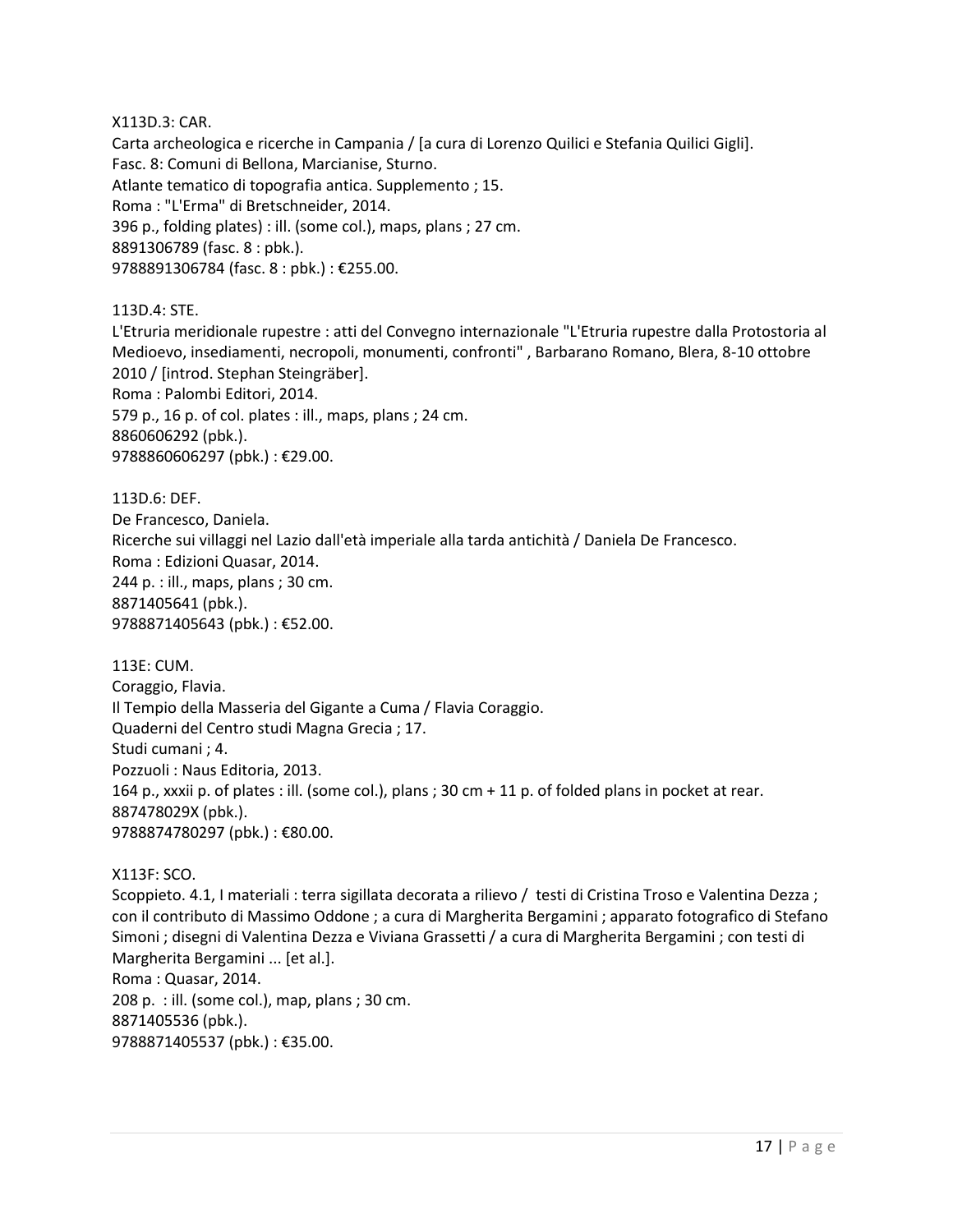X113D.3: CAR.
Carta archeologica e ricerche in Campania / [a cura di Lorenzo Quilici e Stefania Quilici Gigli].
Fasc. 8: Comuni di Bellona, Marcianise, Sturno.
Atlante tematico di topografia antica. Supplemento ; 15.
Roma : "L'Erma" di Bretschneider, 2014.
396 p., folding plates) : ill. (some col.), maps, plans ; 27 cm.
8891306789 (fasc. 8 : pbk.).
9788891306784 (fasc. 8 : pbk.) : €255.00.

113D.4: STE.
L'Etruria meridionale rupestre : atti del Convegno internazionale "L'Etruria rupestre dalla Protostoria al Medioevo, insediamenti, necropoli, monumenti, confronti" , Barbarano Romano, Blera, 8-10 ottobre 2010 / [introd. Stephan Steingräber].
Roma : Palombi Editori, 2014.
579 p., 16 p. of col. plates : ill., maps, plans ; 24 cm.
8860606292 (pbk.).
9788860606297 (pbk.) : €29.00.

113D.6: DEF.
De Francesco, Daniela.
Ricerche sui villaggi nel Lazio dall'età imperiale alla tarda antichità / Daniela De Francesco.
Roma : Edizioni Quasar, 2014.
244 p. : ill., maps, plans ; 30 cm.
8871405641 (pbk.).
9788871405643 (pbk.) : €52.00.

113E: CUM.
Coraggio, Flavia.
Il Tempio della Masseria del Gigante a Cuma / Flavia Coraggio.
Quaderni del Centro studi Magna Grecia ; 17.
Studi cumani ; 4.
Pozzuoli : Naus Editoria, 2013.
164 p., xxxii p. of plates : ill. (some col.), plans ; 30 cm + 11 p. of folded plans in pocket at rear.
887478029X (pbk.).
9788874780297 (pbk.) : €80.00.

X113F: SCO.
Scoppieto. 4.1, I materiali : terra sigillata decorata a rilievo / testi di Cristina Troso e Valentina Dezza ; con il contributo di Massimo Oddone ; a cura di Margherita Bergamini ; apparato fotografico di Stefano Simoni ; disegni di Valentina Dezza e Viviana Grassetti / a cura di Margherita Bergamini ; con testi di Margherita Bergamini ... [et al.].
Roma : Quasar, 2014.
208 p. : ill. (some col.), map, plans ; 30 cm.
8871405536 (pbk.).
9788871405537 (pbk.) : €35.00.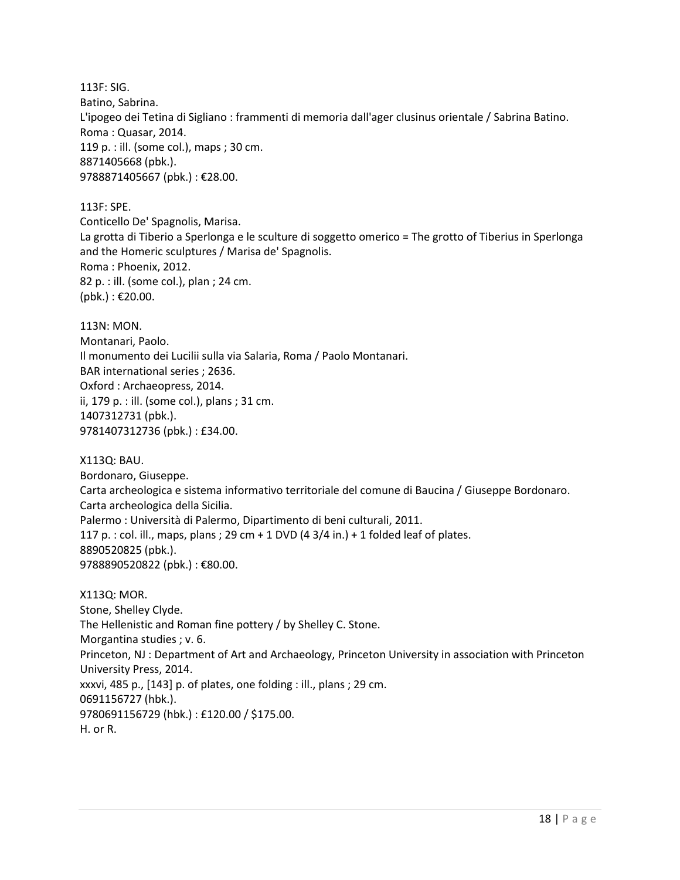113F: SIG.
Batino, Sabrina.
L'ipogeo dei Tetina di Sigliano : frammenti di memoria dall'ager clusinus orientale / Sabrina Batino.
Roma : Quasar, 2014.
119 p. : ill. (some col.), maps ; 30 cm.
8871405668 (pbk.).
9788871405667 (pbk.) : €28.00.

113F: SPE.
Conticello De' Spagnolis, Marisa.
La grotta di Tiberio a Sperlonga e le sculture di soggetto omerico = The grotto of Tiberius in Sperlonga and the Homeric sculptures / Marisa de' Spagnolis.
Roma : Phoenix, 2012.
82 p. : ill. (some col.), plan ; 24 cm.
(pbk.) : €20.00.

113N: MON.
Montanari, Paolo.
Il monumento dei Lucilii sulla via Salaria, Roma / Paolo Montanari.
BAR international series ; 2636.
Oxford : Archaeopress, 2014.
ii, 179 p. : ill. (some col.), plans ; 31 cm.
1407312731 (pbk.).
9781407312736 (pbk.) : £34.00.

X113Q: BAU.
Bordonaro, Giuseppe.
Carta archeologica e sistema informativo territoriale del comune di Baucina / Giuseppe Bordonaro.
Carta archeologica della Sicilia.
Palermo : Università di Palermo, Dipartimento di beni culturali, 2011.
117 p. : col. ill., maps, plans ; 29 cm + 1 DVD (4 3/4 in.) + 1 folded leaf of plates.
8890520825 (pbk.).
9788890520822 (pbk.) : €80.00.

X113Q: MOR.
Stone, Shelley Clyde.
The Hellenistic and Roman fine pottery / by Shelley C. Stone.
Morgantina studies ; v. 6.
Princeton, NJ : Department of Art and Archaeology, Princeton University in association with Princeton University Press, 2014.
xxxvi, 485 p., [143] p. of plates, one folding : ill., plans ; 29 cm.
0691156727 (hbk.).
9780691156729 (hbk.) : £120.00 / $175.00.
H. or R.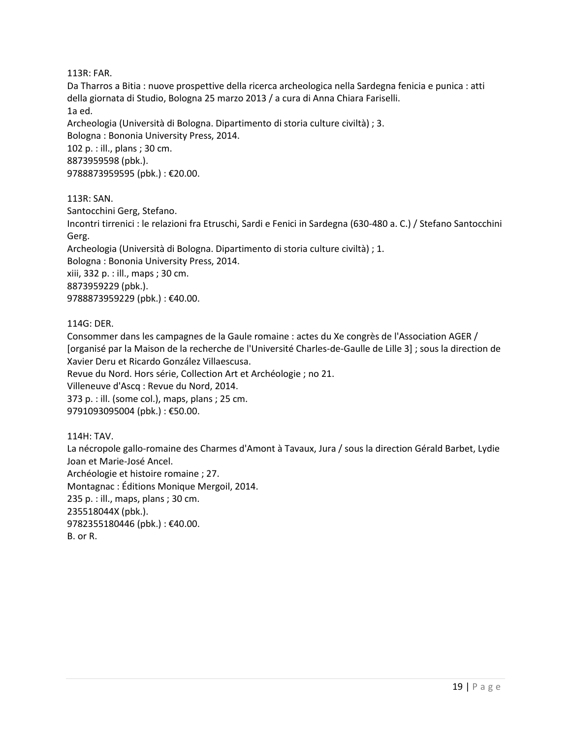113R: FAR.
Da Tharros a Bitia : nuove prospettive della ricerca archeologica nella Sardegna fenicia e punica : atti della giornata di Studio, Bologna 25 marzo 2013 / a cura di Anna Chiara Fariselli.
1a ed.
Archeologia (Università di Bologna. Dipartimento di storia culture civiltà) ; 3.
Bologna : Bononia University Press, 2014.
102 p. : ill., plans ; 30 cm.
8873959598 (pbk.).
9788873959595 (pbk.) : €20.00.

113R: SAN.
Santocchini Gerg, Stefano.
Incontri tirrenici : le relazioni fra Etruschi, Sardi e Fenici in Sardegna (630-480 a. C.) / Stefano Santocchini Gerg.
Archeologia (Università di Bologna. Dipartimento di storia culture civiltà) ; 1.
Bologna : Bononia University Press, 2014.
xiii, 332 p. : ill., maps ; 30 cm.
8873959229 (pbk.).
9788873959229 (pbk.) : €40.00.

114G: DER.
Consommer dans les campagnes de la Gaule romaine : actes du Xe congrès de l'Association AGER / [organisé par la Maison de la recherche de l'Université Charles-de-Gaulle de Lille 3] ; sous la direction de Xavier Deru et Ricardo González Villaescusa.
Revue du Nord. Hors série, Collection Art et Archéologie ; no 21.
Villeneuve d'Ascq : Revue du Nord, 2014.
373 p. : ill. (some col.), maps, plans ; 25 cm.
9791093095004 (pbk.) : €50.00.

114H: TAV.
La nécropole gallo-romaine des Charmes d'Amont à Tavaux, Jura / sous la direction Gérald Barbet, Lydie Joan et Marie-José Ancel.
Archéologie et histoire romaine ; 27.
Montagnac : Éditions Monique Mergoil, 2014.
235 p. : ill., maps, plans ; 30 cm.
235518044X (pbk.).
9782355180446 (pbk.) : €40.00.
B. or R.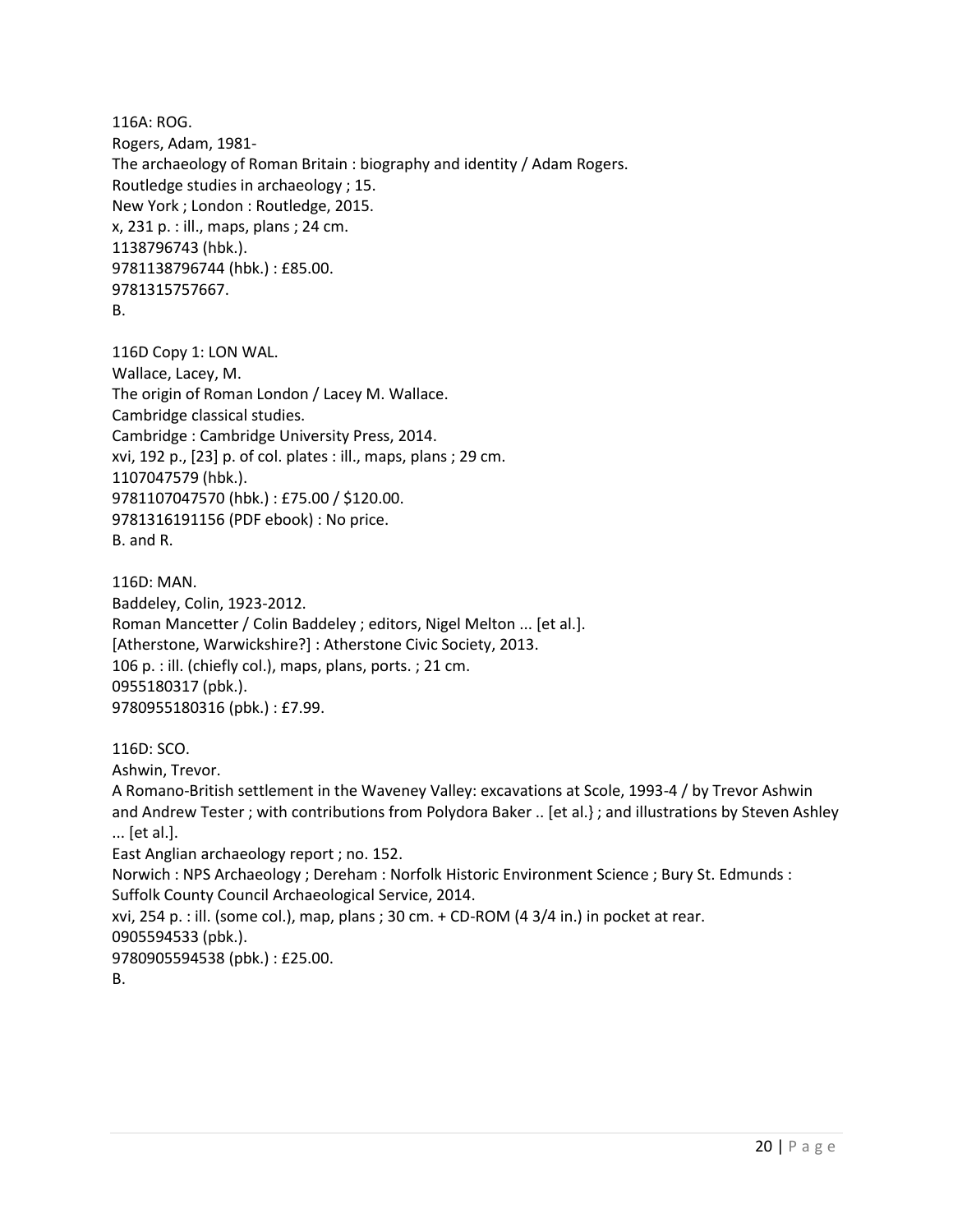116A: ROG.
Rogers, Adam, 1981-
The archaeology of Roman Britain : biography and identity / Adam Rogers.
Routledge studies in archaeology ; 15.
New York ; London : Routledge, 2015.
x, 231 p. : ill., maps, plans ; 24 cm.
1138796743 (hbk.).
9781138796744 (hbk.) : £85.00.
9781315757667.
B.

116D Copy 1: LON WAL.
Wallace, Lacey, M.
The origin of Roman London / Lacey M. Wallace.
Cambridge classical studies.
Cambridge : Cambridge University Press, 2014.
xvi, 192 p., [23] p. of col. plates : ill., maps, plans ; 29 cm.
1107047579 (hbk.).
9781107047570 (hbk.) : £75.00 / $120.00.
9781316191156 (PDF ebook) : No price.
B. and R.

116D: MAN.
Baddeley, Colin, 1923-2012.
Roman Mancetter / Colin Baddeley ; editors, Nigel Melton ... [et al.].
[Atherstone, Warwickshire?] : Atherstone Civic Society, 2013.
106 p. : ill. (chiefly col.), maps, plans, ports. ; 21 cm.
0955180317 (pbk.).
9780955180316 (pbk.) : £7.99.

116D: SCO.
Ashwin, Trevor.
A Romano-British settlement in the Waveney Valley: excavations at Scole, 1993-4 / by Trevor Ashwin and Andrew Tester ; with contributions from Polydora Baker .. [et al.} ; and illustrations by Steven Ashley ... [et al.].
East Anglian archaeology report ; no. 152.
Norwich : NPS Archaeology ; Dereham : Norfolk Historic Environment Science ; Bury St. Edmunds : Suffolk County Council Archaeological Service, 2014.
xvi, 254 p. : ill. (some col.), map, plans ; 30 cm. + CD-ROM (4 3/4 in.) in pocket at rear.
0905594533 (pbk.).
9780905594538 (pbk.) : £25.00.
B.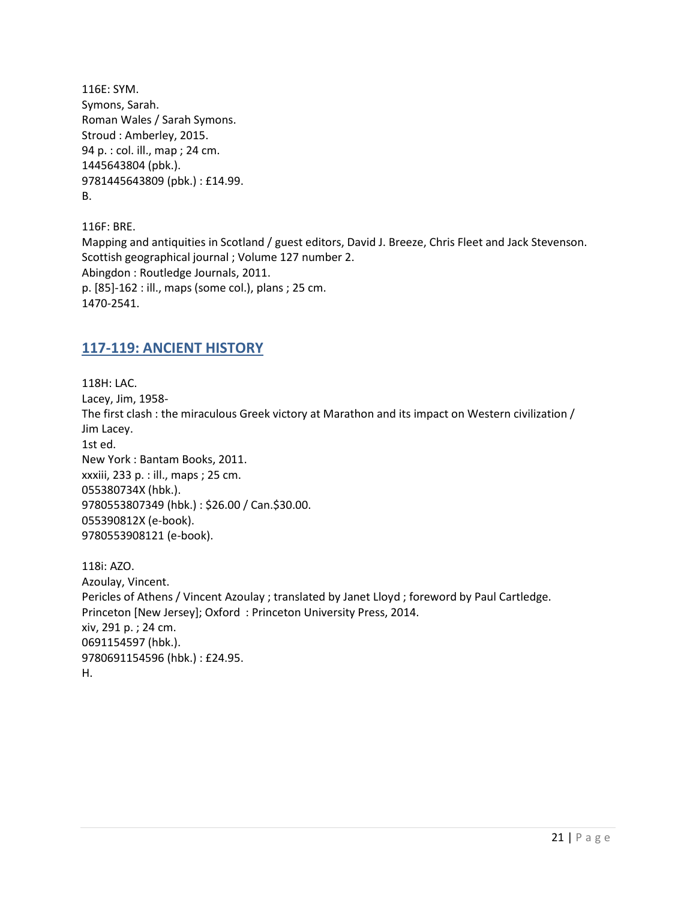116E: SYM.
Symons, Sarah.
Roman Wales / Sarah Symons.
Stroud : Amberley, 2015.
94 p. : col. ill., map ; 24 cm.
1445643804 (pbk.).
9781445643809 (pbk.) : £14.99.
B.

116F: BRE.
Mapping and antiquities in Scotland / guest editors, David J. Breeze, Chris Fleet and Jack Stevenson.
Scottish geographical journal ; Volume 127 number 2.
Abingdon : Routledge Journals, 2011.
p. [85]-162 : ill., maps (some col.), plans ; 25 cm.
1470-2541.

## 117-119: ANCIENT HISTORY

118H: LAC.
Lacey, Jim, 1958-
The first clash : the miraculous Greek victory at Marathon and its impact on Western civilization / Jim Lacey.
1st ed.
New York : Bantam Books, 2011.
xxxiii, 233 p. : ill., maps ; 25 cm.
055380734X (hbk.).
9780553807349 (hbk.) : $26.00 / Can.$30.00.
055390812X (e-book).
9780553908121 (e-book).

118i: AZO.
Azoulay, Vincent.
Pericles of Athens / Vincent Azoulay ; translated by Janet Lloyd ; foreword by Paul Cartledge.
Princeton [New Jersey]; Oxford : Princeton University Press, 2014.
xiv, 291 p. ; 24 cm.
0691154597 (hbk.).
9780691154596 (hbk.) : £24.95.
H.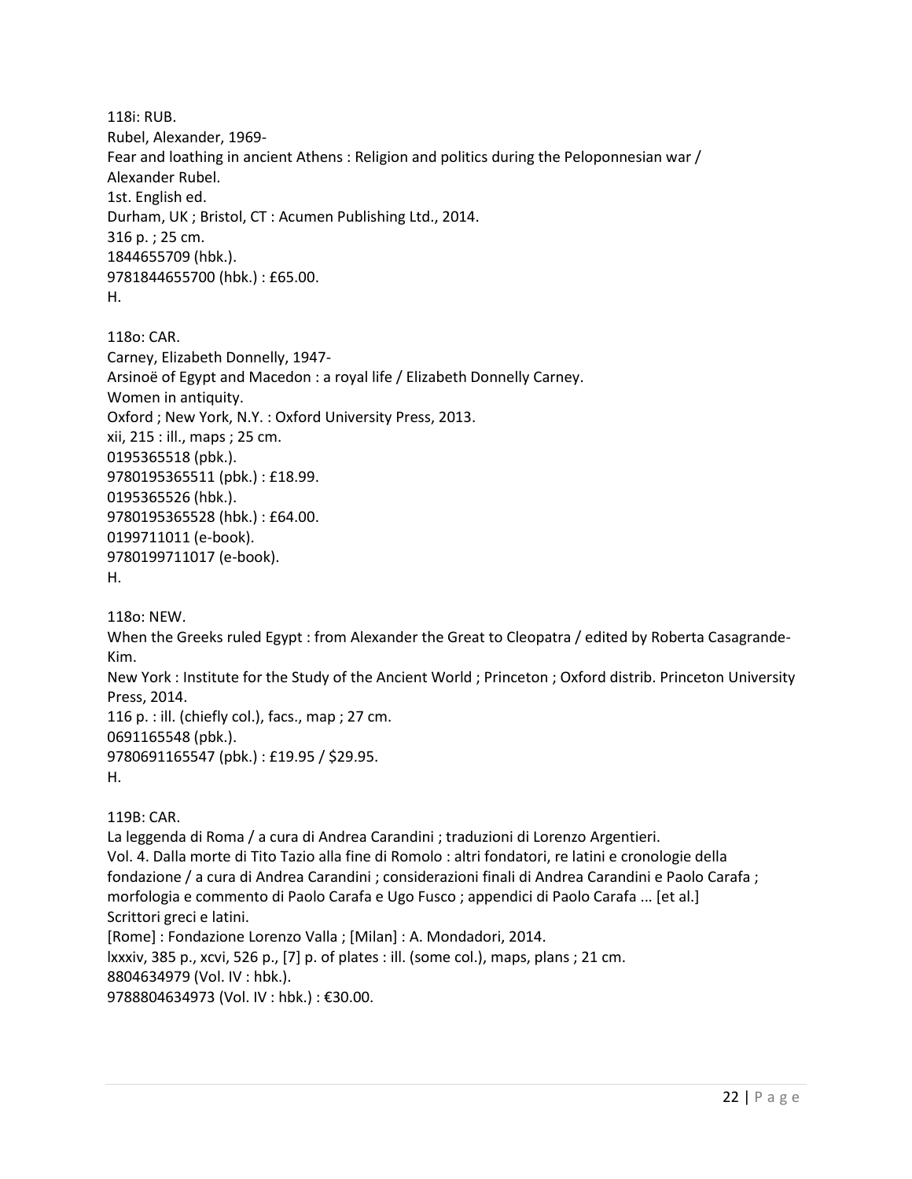118i: RUB.
Rubel, Alexander, 1969-
Fear and loathing in ancient Athens : Religion and politics during the Peloponnesian war / Alexander Rubel.
1st. English ed.
Durham, UK ; Bristol, CT : Acumen Publishing Ltd., 2014.
316 p. ; 25 cm.
1844655709 (hbk.).
9781844655700 (hbk.) : £65.00.
H.

118o: CAR.
Carney, Elizabeth Donnelly, 1947-
Arsinoë of Egypt and Macedon : a royal life / Elizabeth Donnelly Carney.
Women in antiquity.
Oxford ; New York, N.Y. : Oxford University Press, 2013.
xii, 215 : ill., maps ; 25 cm.
0195365518 (pbk.).
9780195365511 (pbk.) : £18.99.
0195365526 (hbk.).
9780195365528 (hbk.) : £64.00.
0199711011 (e-book).
9780199711017 (e-book).
H.

118o: NEW.
When the Greeks ruled Egypt : from Alexander the Great to Cleopatra / edited by Roberta Casagrande-Kim.
New York : Institute for the Study of the Ancient World ; Princeton ; Oxford distrib. Princeton University Press, 2014.
116 p. : ill. (chiefly col.), facs., map ; 27 cm.
0691165548 (pbk.).
9780691165547 (pbk.) : £19.95 / $29.95.
H.

119B: CAR.
La leggenda di Roma / a cura di Andrea Carandini ; traduzioni di Lorenzo Argentieri.
Vol. 4. Dalla morte di Tito Tazio alla fine di Romolo : altri fondatori, re latini e cronologie della fondazione / a cura di Andrea Carandini ; considerazioni finali di Andrea Carandini e Paolo Carafa ; morfologia e commento di Paolo Carafa e Ugo Fusco ; appendici di Paolo Carafa ... [et al.]
Scrittori greci e latini.
[Rome] : Fondazione Lorenzo Valla ; [Milan] : A. Mondadori, 2014.
lxxxiv, 385 p., xcvi, 526 p., [7] p. of plates : ill. (some col.), maps, plans ; 21 cm.
8804634979 (Vol. IV : hbk.).
9788804634973 (Vol. IV : hbk.) : €30.00.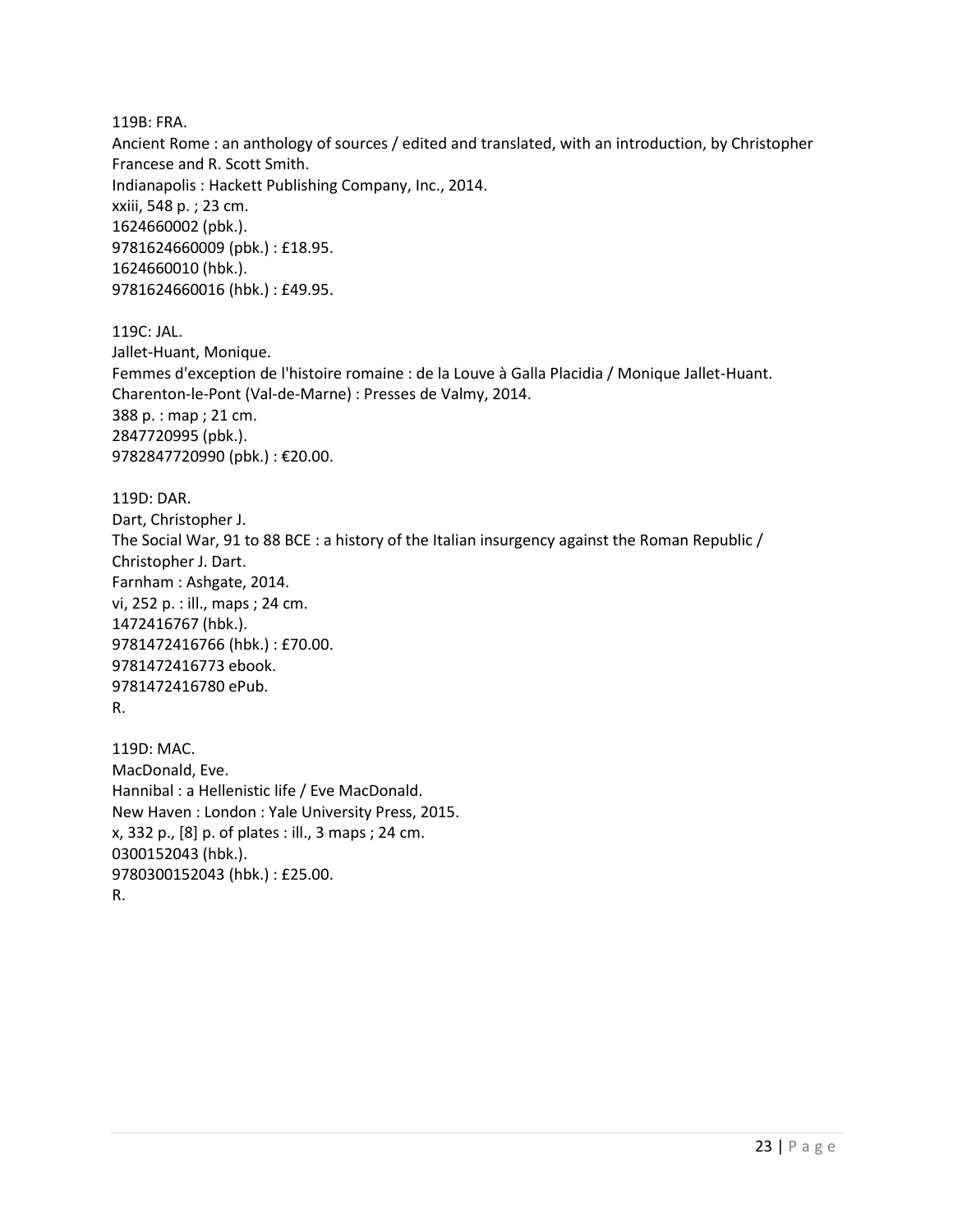119B: FRA.
Ancient Rome : an anthology of sources / edited and translated, with an introduction, by Christopher Francese and R. Scott Smith.
Indianapolis : Hackett Publishing Company, Inc., 2014.
xxiii, 548 p. ; 23 cm.
1624660002 (pbk.).
9781624660009 (pbk.) : £18.95.
1624660010 (hbk.).
9781624660016 (hbk.) : £49.95.

119C: JAL.
Jallet-Huant, Monique.
Femmes d'exception de l'histoire romaine : de la Louve à Galla Placidia / Monique Jallet-Huant.
Charenton-le-Pont (Val-de-Marne) : Presses de Valmy, 2014.
388 p. : map ; 21 cm.
2847720995 (pbk.).
9782847720990 (pbk.) : €20.00.

119D: DAR.
Dart, Christopher J.
The Social War, 91 to 88 BCE : a history of the Italian insurgency against the Roman Republic / Christopher J. Dart.
Farnham : Ashgate, 2014.
vi, 252 p. : ill., maps ; 24 cm.
1472416767 (hbk.).
9781472416766 (hbk.) : £70.00.
9781472416773 ebook.
9781472416780 ePub.
R.

119D: MAC.
MacDonald, Eve.
Hannibal : a Hellenistic life / Eve MacDonald.
New Haven : London : Yale University Press, 2015.
x, 332 p., [8] p. of plates : ill., 3 maps ; 24 cm.
0300152043 (hbk.).
9780300152043 (hbk.) : £25.00.
R.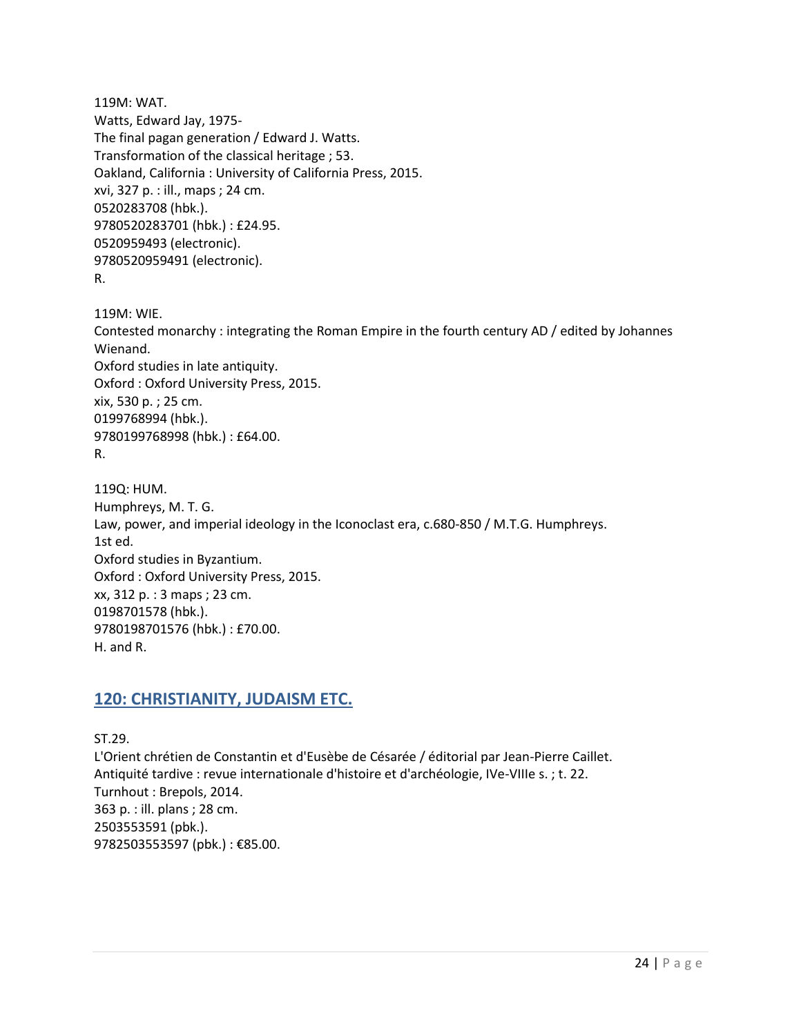119M: WAT.  
Watts, Edward Jay, 1975-  
The final pagan generation / Edward J. Watts.  
Transformation of the classical heritage ; 53.  
Oakland, California : University of California Press, 2015.  
xvi, 327 p. : ill., maps ; 24 cm.  
0520283708 (hbk.).  
9780520283701 (hbk.) : £24.95.  
0520959493 (electronic).  
9780520959491 (electronic).  
R.

119M: WIE.  
Contested monarchy : integrating the Roman Empire in the fourth century AD / edited by Johannes Wienand.  
Oxford studies in late antiquity.  
Oxford : Oxford University Press, 2015.  
xix, 530 p. ; 25 cm.  
0199768994 (hbk.).  
9780199768998 (hbk.) : £64.00.  
R.

119Q: HUM.  
Humphreys, M. T. G.  
Law, power, and imperial ideology in the Iconoclast era, c.680-850 / M.T.G. Humphreys.  
1st ed.  
Oxford studies in Byzantium.  
Oxford : Oxford University Press, 2015.  
xx, 312 p. : 3 maps ; 23 cm.  
0198701578 (hbk.).  
9780198701576 (hbk.) : £70.00.  
H. and R.

## 120: CHRISTIANITY, JUDAISM ETC.

ST.29.  
L'Orient chrétien de Constantin et d'Eusèbe de Césarée / éditorial par Jean-Pierre Caillet.  
Antiquité tardive : revue internationale d'histoire et d'archéologie, IVe-VIIIe s. ; t. 22.  
Turnhout : Brepols, 2014.  
363 p. : ill. plans ; 28 cm.  
2503553591 (pbk.).  
9782503553597 (pbk.) : €85.00.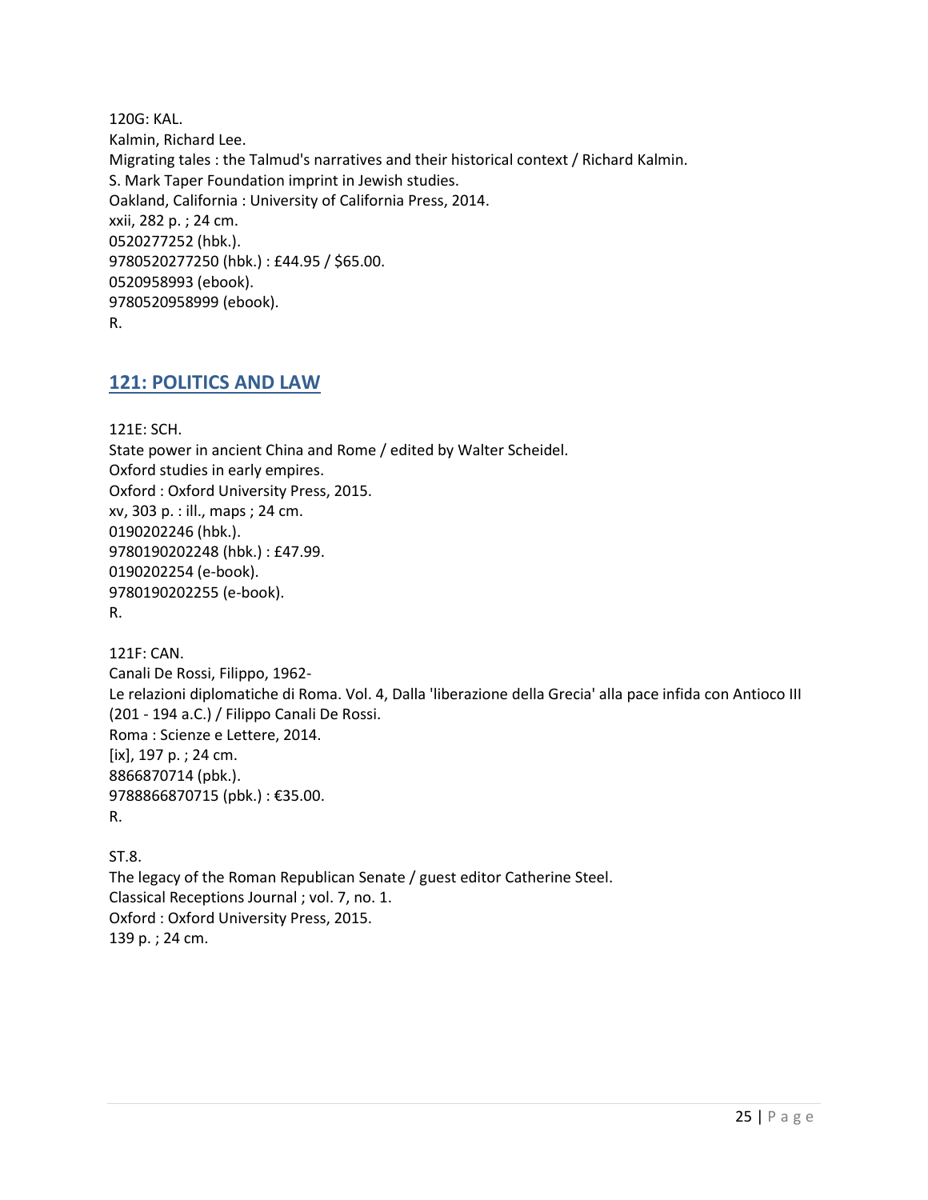120G: KAL.
Kalmin, Richard Lee.
Migrating tales : the Talmud's narratives and their historical context / Richard Kalmin.
S. Mark Taper Foundation imprint in Jewish studies.
Oakland, California : University of California Press, 2014.
xxii, 282 p. ; 24 cm.
0520277252 (hbk.).
9780520277250 (hbk.) : £44.95 / $65.00.
0520958993 (ebook).
9780520958999 (ebook).
R.

## 121: POLITICS AND LAW

121E: SCH.
State power in ancient China and Rome / edited by Walter Scheidel.
Oxford studies in early empires.
Oxford : Oxford University Press, 2015.
xv, 303 p. : ill., maps ; 24 cm.
0190202246 (hbk.).
9780190202248 (hbk.) : £47.99.
0190202254 (e-book).
9780190202255 (e-book).
R.

121F: CAN.
Canali De Rossi, Filippo, 1962-
Le relazioni diplomatiche di Roma. Vol. 4, Dalla 'liberazione della Grecia' alla pace infida con Antioco III (201 - 194 a.C.) / Filippo Canali De Rossi.
Roma : Scienze e Lettere, 2014.
[ix], 197 p. ; 24 cm.
8866870714 (pbk.).
9788866870715 (pbk.) : €35.00.
R.

ST.8.
The legacy of the Roman Republican Senate / guest editor Catherine Steel.
Classical Receptions Journal ; vol. 7, no. 1.
Oxford : Oxford University Press, 2015.
139 p. ; 24 cm.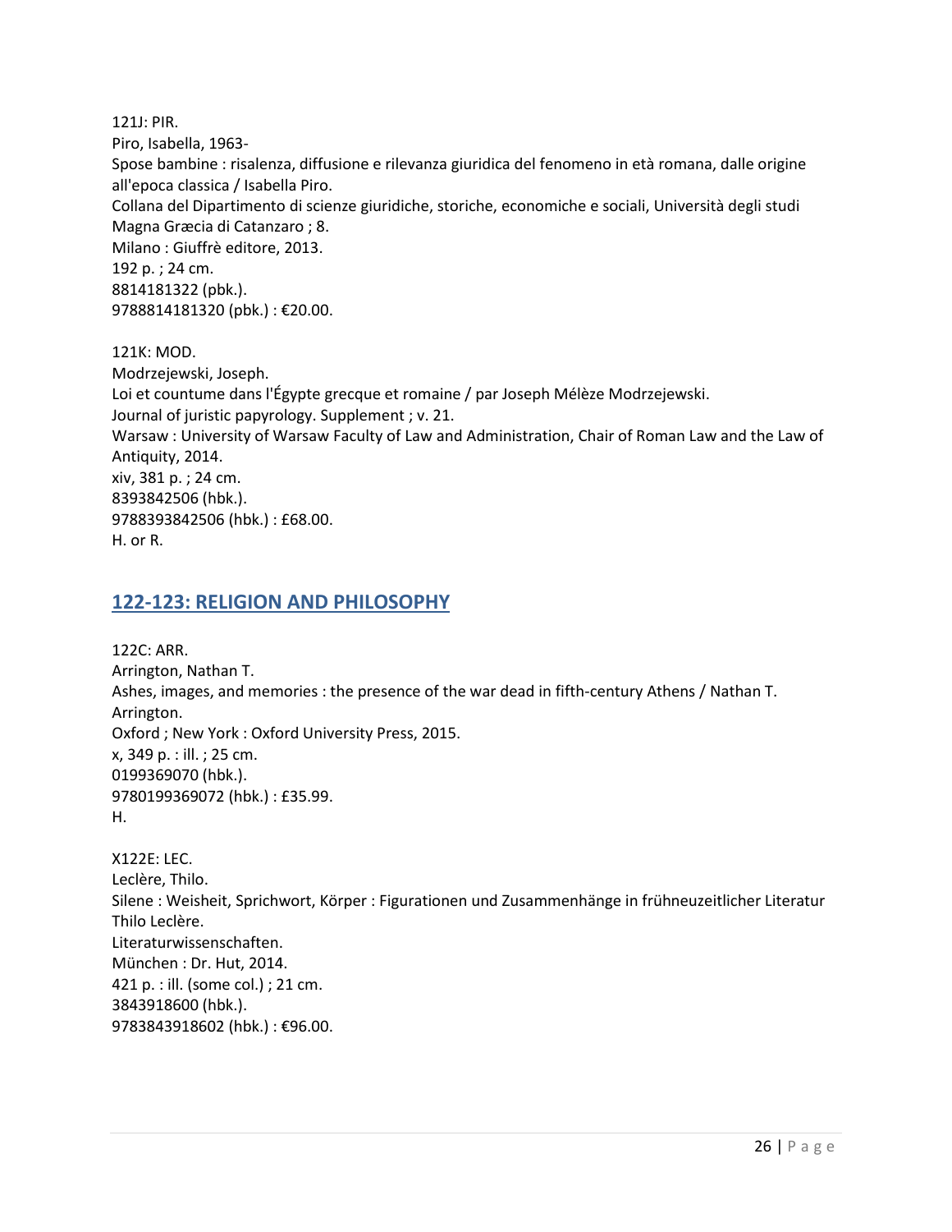121J: PIR.
Piro, Isabella, 1963-
Spose bambine : risalenza, diffusione e rilevanza giuridica del fenomeno in età romana, dalle origine all'epoca classica / Isabella Piro.
Collana del Dipartimento di scienze giuridiche, storiche, economiche e sociali, Università degli studi Magna Græcia di Catanzaro ; 8.
Milano : Giuffrè editore, 2013.
192 p. ; 24 cm.
8814181322 (pbk.).
9788814181320 (pbk.) : €20.00.

121K: MOD.
Modrzejewski, Joseph.
Loi et countume dans l'Égypte grecque et romaine / par Joseph Mélèze Modrzejewski.
Journal of juristic papyrology. Supplement ; v. 21.
Warsaw : University of Warsaw Faculty of Law and Administration, Chair of Roman Law and the Law of Antiquity, 2014.
xiv, 381 p. ; 24 cm.
8393842506 (hbk.).
9788393842506 (hbk.) : £68.00.
H. or R.

## 122-123: RELIGION AND PHILOSOPHY

122C: ARR.
Arrington, Nathan T.
Ashes, images, and memories : the presence of the war dead in fifth-century Athens / Nathan T. Arrington.
Oxford ; New York : Oxford University Press, 2015.
x, 349 p. : ill. ; 25 cm.
0199369070 (hbk.).
9780199369072 (hbk.) : £35.99.
H.

X122E: LEC.
Leclère, Thilo.
Silene : Weisheit, Sprichwort, Körper : Figurationen und Zusammenhänge in frühneuzeitlicher Literatur Thilo Leclère.
Literaturwissenschaften.
München : Dr. Hut, 2014.
421 p. : ill. (some col.) ; 21 cm.
3843918600 (hbk.).
9783843918602 (hbk.) : €96.00.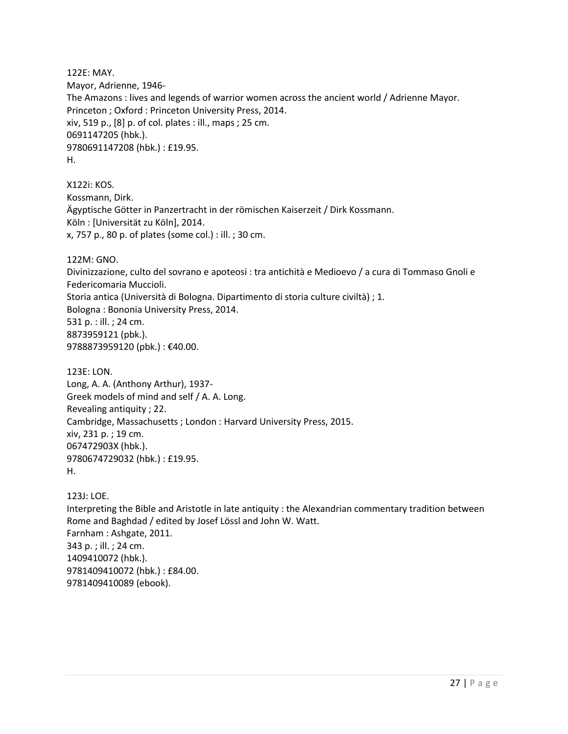122E: MAY.
Mayor, Adrienne, 1946-
The Amazons : lives and legends of warrior women across the ancient world / Adrienne Mayor.
Princeton ; Oxford : Princeton University Press, 2014.
xiv, 519 p., [8] p. of col. plates : ill., maps ; 25 cm.
0691147205 (hbk.).
9780691147208 (hbk.) : £19.95.
H.

X122i: KOS.
Kossmann, Dirk.
Ägyptische Götter in Panzertracht in der römischen Kaiserzeit / Dirk Kossmann.
Köln : [Universität zu Köln], 2014.
x, 757 p., 80 p. of plates (some col.) : ill. ; 30 cm.

122M: GNO.
Divinizzazione, culto del sovrano e apoteosi : tra antichità e Medioevo / a cura di Tommaso Gnoli e Federicomaria Muccioli.
Storia antica (Università di Bologna. Dipartimento di storia culture civiltà) ; 1.
Bologna : Bononia University Press, 2014.
531 p. : ill. ; 24 cm.
8873959121 (pbk.).
9788873959120 (pbk.) : €40.00.

123E: LON.
Long, A. A. (Anthony Arthur), 1937-
Greek models of mind and self / A. A. Long.
Revealing antiquity ; 22.
Cambridge, Massachusetts ; London : Harvard University Press, 2015.
xiv, 231 p. ; 19 cm.
067472903X (hbk.).
9780674729032 (hbk.) : £19.95.
H.

123J: LOE.
Interpreting the Bible and Aristotle in late antiquity : the Alexandrian commentary tradition between Rome and Baghdad / edited by Josef Lössl and John W. Watt.
Farnham : Ashgate, 2011.
343 p. ; ill. ; 24 cm.
1409410072 (hbk.).
9781409410072 (hbk.) : £84.00.
9781409410089 (ebook).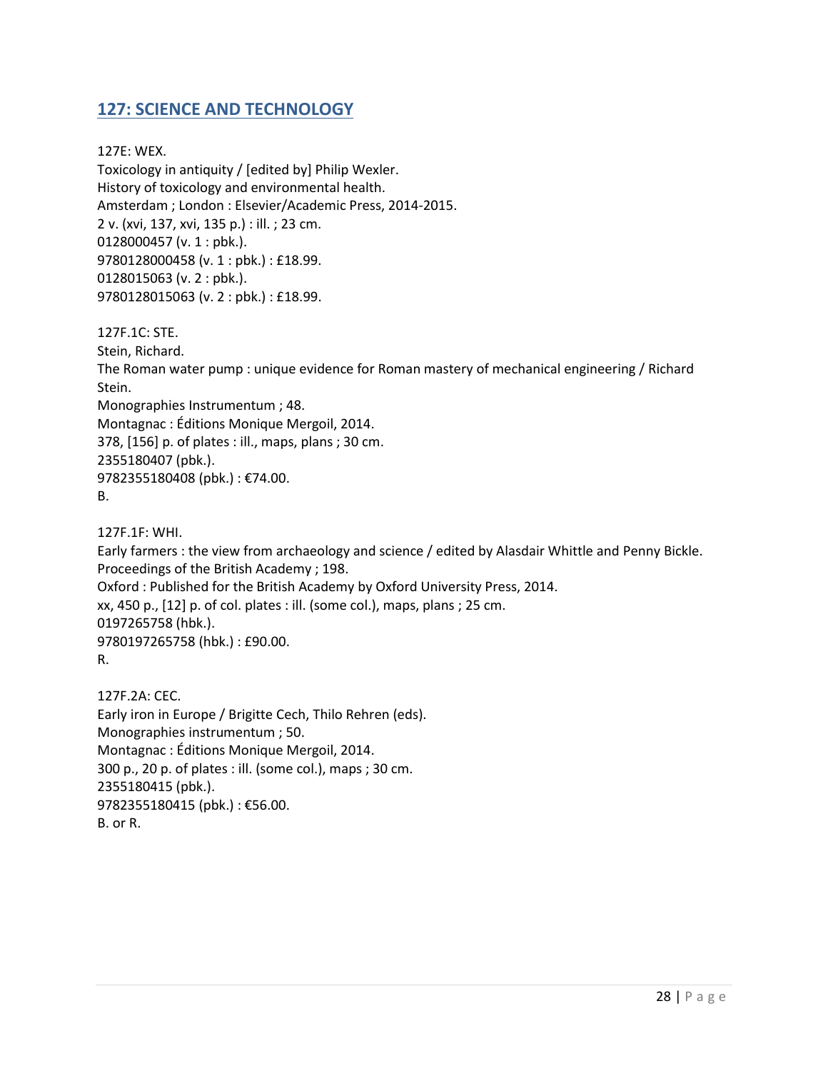## 127: SCIENCE AND TECHNOLOGY

127E: WEX.
Toxicology in antiquity / [edited by] Philip Wexler.
History of toxicology and environmental health.
Amsterdam ; London : Elsevier/Academic Press, 2014-2015.
2 v. (xvi, 137, xvi, 135 p.) : ill. ; 23 cm.
0128000457 (v. 1 : pbk.).
9780128000458 (v. 1 : pbk.) : £18.99.
0128015063 (v. 2 : pbk.).
9780128015063 (v. 2 : pbk.) : £18.99.

127F.1C: STE.
Stein, Richard.
The Roman water pump : unique evidence for Roman mastery of mechanical engineering / Richard Stein.
Monographies Instrumentum ; 48.
Montagnac : Éditions Monique Mergoil, 2014.
378, [156] p. of plates : ill., maps, plans ; 30 cm.
2355180407 (pbk.).
9782355180408 (pbk.) : €74.00.
B.

127F.1F: WHI.
Early farmers : the view from archaeology and science / edited by Alasdair Whittle and Penny Bickle.
Proceedings of the British Academy ; 198.
Oxford : Published for the British Academy by Oxford University Press, 2014.
xx, 450 p., [12] p. of col. plates : ill. (some col.), maps, plans ; 25 cm.
0197265758 (hbk.).
9780197265758 (hbk.) : £90.00.
R.

127F.2A: CEC.
Early iron in Europe / Brigitte Cech, Thilo Rehren (eds).
Monographies instrumentum ; 50.
Montagnac : Éditions Monique Mergoil, 2014.
300 p., 20 p. of plates : ill. (some col.), maps ; 30 cm.
2355180415 (pbk.).
9782355180415 (pbk.) : €56.00.
B. or R.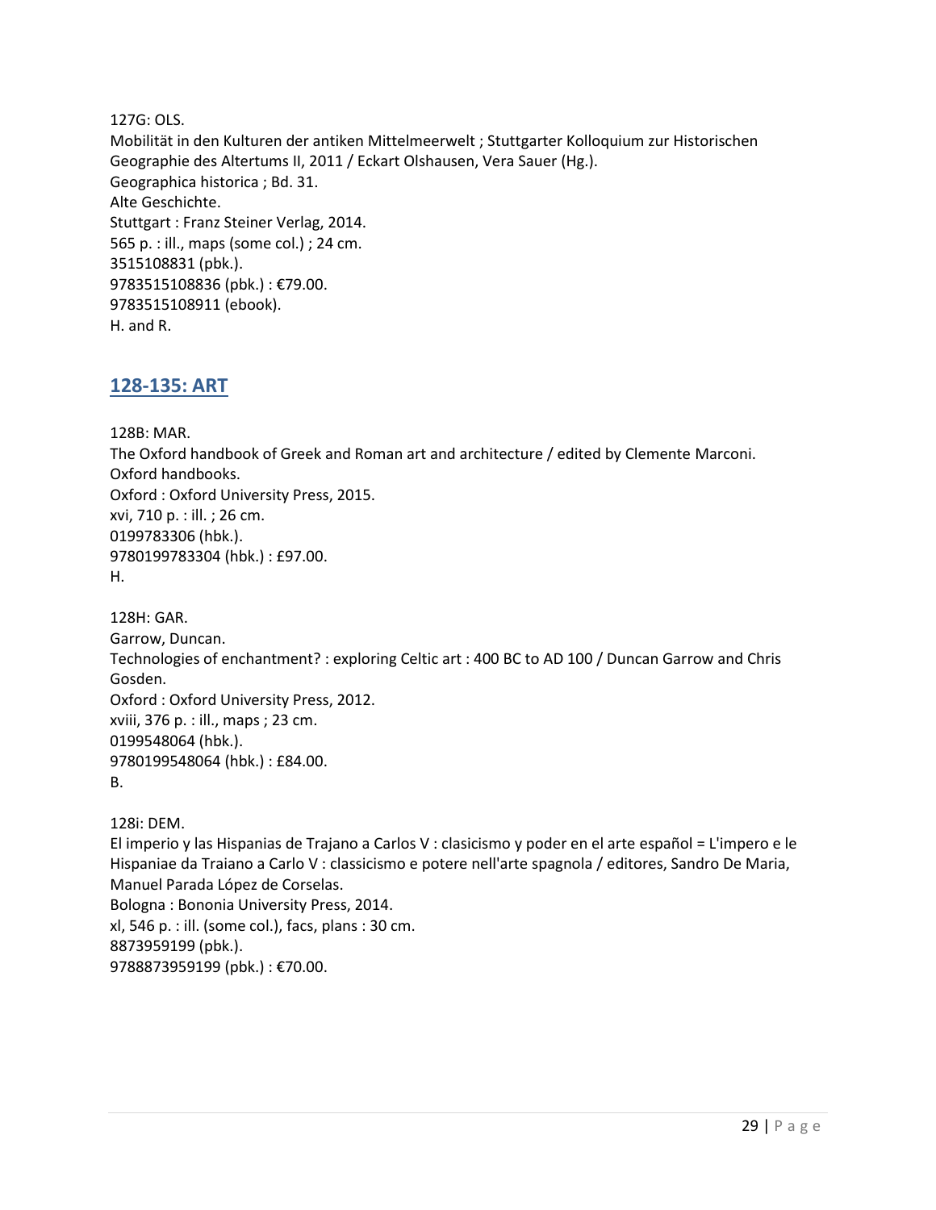127G: OLS.
Mobilität in den Kulturen der antiken Mittelmeerwelt ; Stuttgarter Kolloquium zur Historischen Geographie des Altertums II, 2011 / Eckart Olshausen, Vera Sauer (Hg.).
Geographica historica ; Bd. 31.
Alte Geschichte.
Stuttgart : Franz Steiner Verlag, 2014.
565 p. : ill., maps (some col.) ; 24 cm.
3515108831 (pbk.).
9783515108836 (pbk.) : €79.00.
9783515108911 (ebook).
H. and R.

## 128-135: ART

128B: MAR.
The Oxford handbook of Greek and Roman art and architecture / edited by Clemente Marconi.
Oxford handbooks.
Oxford : Oxford University Press, 2015.
xvi, 710 p. : ill. ; 26 cm.
0199783306 (hbk.).
9780199783304 (hbk.) : £97.00.
H.

128H: GAR.
Garrow, Duncan.
Technologies of enchantment? : exploring Celtic art : 400 BC to AD 100 / Duncan Garrow and Chris Gosden.
Oxford : Oxford University Press, 2012.
xviii, 376 p. : ill., maps ; 23 cm.
0199548064 (hbk.).
9780199548064 (hbk.) : £84.00.
B.

128i: DEM.
El imperio y las Hispanias de Trajano a Carlos V : clasicismo y poder en el arte español = L'impero e le Hispaniae da Traiano a Carlo V : classicismo e potere nell'arte spagnola / editores, Sandro De Maria, Manuel Parada López de Corselas.
Bologna : Bononia University Press, 2014.
xl, 546 p. : ill. (some col.), facs, plans : 30 cm.
8873959199 (pbk.).
9788873959199 (pbk.) : €70.00.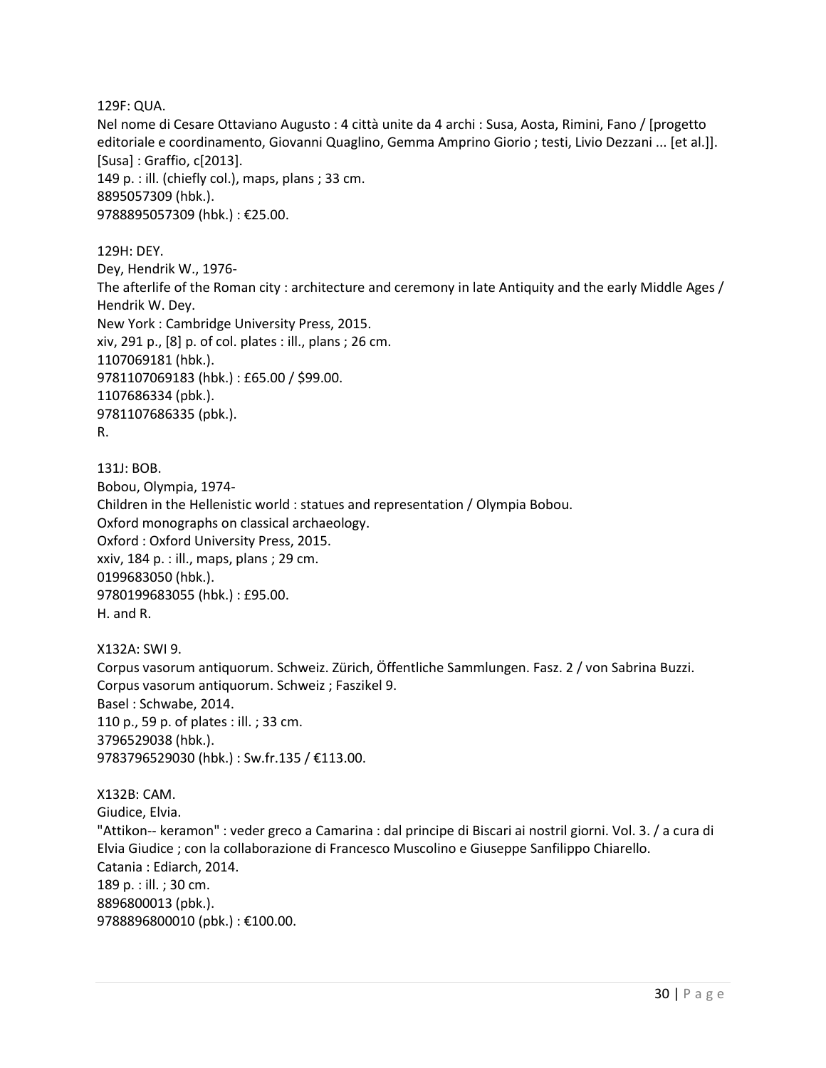129F: QUA.
Nel nome di Cesare Ottaviano Augusto : 4 città unite da 4 archi : Susa, Aosta, Rimini, Fano / [progetto editoriale e coordinamento, Giovanni Quaglino, Gemma Amprino Giorio ; testi, Livio Dezzani ... [et al.]].
[Susa] : Graffio, c[2013].
149 p. : ill. (chiefly col.), maps, plans ; 33 cm.
8895057309 (hbk.).
9788895057309 (hbk.) : €25.00.

129H: DEY.
Dey, Hendrik W., 1976-
The afterlife of the Roman city : architecture and ceremony in late Antiquity and the early Middle Ages / Hendrik W. Dey.
New York : Cambridge University Press, 2015.
xiv, 291 p., [8] p. of col. plates : ill., plans ; 26 cm.
1107069181 (hbk.).
9781107069183 (hbk.) : £65.00 / $99.00.
1107686334 (pbk.).
9781107686335 (pbk.).
R.

131J: BOB.
Bobou, Olympia, 1974-
Children in the Hellenistic world : statues and representation / Olympia Bobou.
Oxford monographs on classical archaeology.
Oxford : Oxford University Press, 2015.
xxiv, 184 p. : ill., maps, plans ; 29 cm.
0199683050 (hbk.).
9780199683055 (hbk.) : £95.00.
H. and R.

X132A: SWI 9.
Corpus vasorum antiquorum. Schweiz. Zürich, Öffentliche Sammlungen. Fasz. 2 / von Sabrina Buzzi.
Corpus vasorum antiquorum. Schweiz ; Faszikel 9.
Basel : Schwabe, 2014.
110 p., 59 p. of plates : ill. ; 33 cm.
3796529038 (hbk.).
9783796529030 (hbk.) : Sw.fr.135 / €113.00.

X132B: CAM.
Giudice, Elvia.
"Attikon-- keramon" : veder greco a Camarina : dal principe di Biscari ai nostril giorni. Vol. 3. / a cura di Elvia Giudice ; con la collaborazione di Francesco Muscolino e Giuseppe Sanfilippo Chiarello.
Catania : Ediarch, 2014.
189 p. : ill. ; 30 cm.
8896800013 (pbk.).
9788896800010 (pbk.) : €100.00.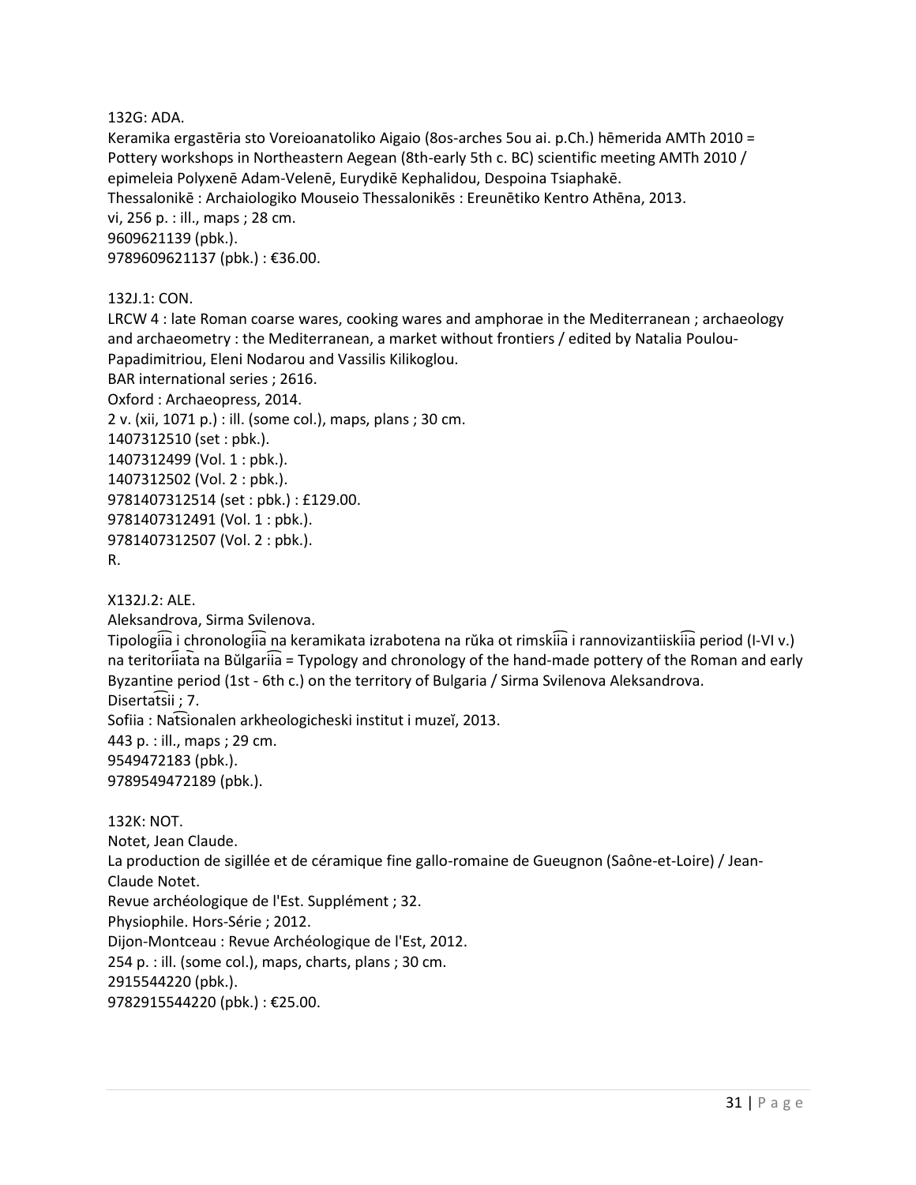132G: ADA.
Keramika ergastēria sto Voreioanatoliko Aigaio (8os-arches 5ou ai. p.Ch.) hēmerida AMTh 2010 = Pottery workshops in Northeastern Aegean (8th-early 5th c. BC) scientific meeting AMTh 2010 / epimeleia Polyxenē Adam-Velenē, Eurydikē Kephalidou, Despoina Tsiaphakē.
Thessalonikē : Archaiologiko Mouseio Thessalonikēs : Ereunētiko Kentro Athēna, 2013.
vi, 256 p. : ill., maps ; 28 cm.
9609621139 (pbk.).
9789609621137 (pbk.) : €36.00.

132J.1: CON.
LRCW 4 : late Roman coarse wares, cooking wares and amphorae in the Mediterranean ; archaeology and archaeometry : the Mediterranean, a market without frontiers / edited by Natalia Poulou-Papadimitriou, Eleni Nodarou and Vassilis Kilikoglou.
BAR international series ; 2616.
Oxford : Archaeopress, 2014.
2 v. (xii, 1071 p.) : ill. (some col.), maps, plans ; 30 cm.
1407312510 (set : pbk.).
1407312499 (Vol. 1 : pbk.).
1407312502 (Vol. 2 : pbk.).
9781407312514 (set : pbk.) : £129.00.
9781407312491 (Vol. 1 : pbk.).
9781407312507 (Vol. 2 : pbk.).
R.

X132J.2: ALE.
Aleksandrova, Sirma Svilenova.
Tipologii͡a i chronologii͡a na keramikata izrabotena na rŭka ot rimskii͡a i rannovizantiiskii͡a period (I-VI v.) na teritorii͡ata na Bŭlgarii͡a = Typology and chronology of the hand-made pottery of the Roman and early Byzantine period (1st - 6th c.) on the territory of Bulgaria / Sirma Svilenova Aleksandrova.
Disertat͡sii ; 7.
Sofiia : Nat͡sionalen arkheologicheski institut i muzeĭ, 2013.
443 p. : ill., maps ; 29 cm.
9549472183 (pbk.).
9789549472189 (pbk.).

132K: NOT.
Notet, Jean Claude.
La production de sigillée et de céramique fine gallo-romaine de Gueugnon (Saône-et-Loire) / Jean-Claude Notet.
Revue archéologique de l'Est. Supplément ; 32.
Physiophile. Hors-Série ; 2012.
Dijon-Montceau : Revue Archéologique de l'Est, 2012.
254 p. : ill. (some col.), maps, charts, plans ; 30 cm.
2915544220 (pbk.).
9782915544220 (pbk.) : €25.00.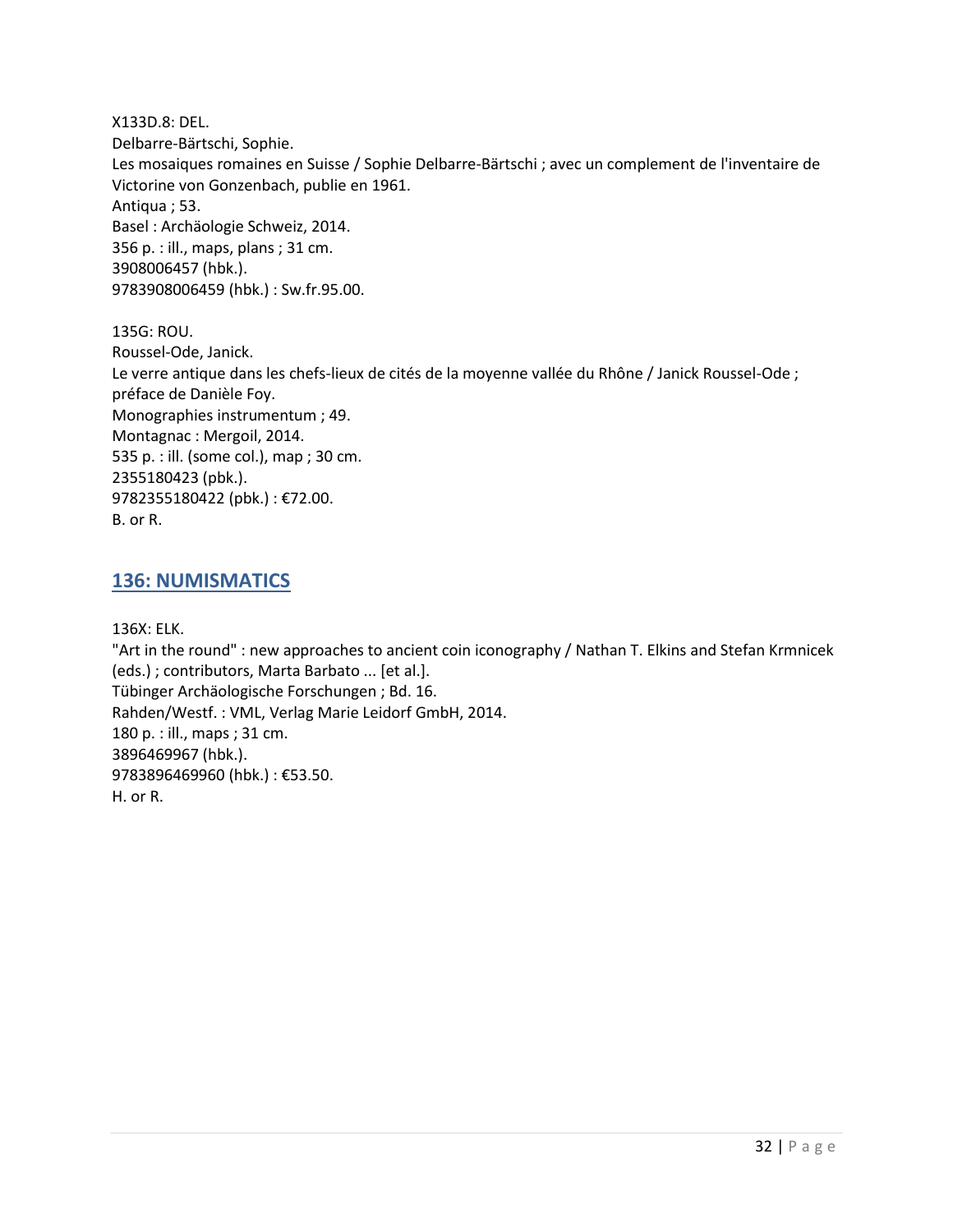X133D.8: DEL.
Delbarre-Bärtschi, Sophie.
Les mosaiques romaines en Suisse / Sophie Delbarre-Bärtschi ; avec un complement de l'inventaire de Victorine von Gonzenbach, publie en 1961.
Antiqua ; 53.
Basel : Archäologie Schweiz, 2014.
356 p. : ill., maps, plans ; 31 cm.
3908006457 (hbk.).
9783908006459 (hbk.) : Sw.fr.95.00.

135G: ROU.
Roussel-Ode, Janick.
Le verre antique dans les chefs-lieux de cités de la moyenne vallée du Rhône / Janick Roussel-Ode ; préface de Danièle Foy.
Monographies instrumentum ; 49.
Montagnac : Mergoil, 2014.
535 p. : ill. (some col.), map ; 30 cm.
2355180423 (pbk.).
9782355180422 (pbk.) : €72.00.
B. or R.

## 136: NUMISMATICS

136X: ELK.
"Art in the round" : new approaches to ancient coin iconography / Nathan T. Elkins and Stefan Krmnicek (eds.) ; contributors, Marta Barbato ... [et al.].
Tübinger Archäologische Forschungen ; Bd. 16.
Rahden/Westf. : VML, Verlag Marie Leidorf GmbH, 2014.
180 p. : ill., maps ; 31 cm.
3896469967 (hbk.).
9783896469960 (hbk.) : €53.50.
H. or R.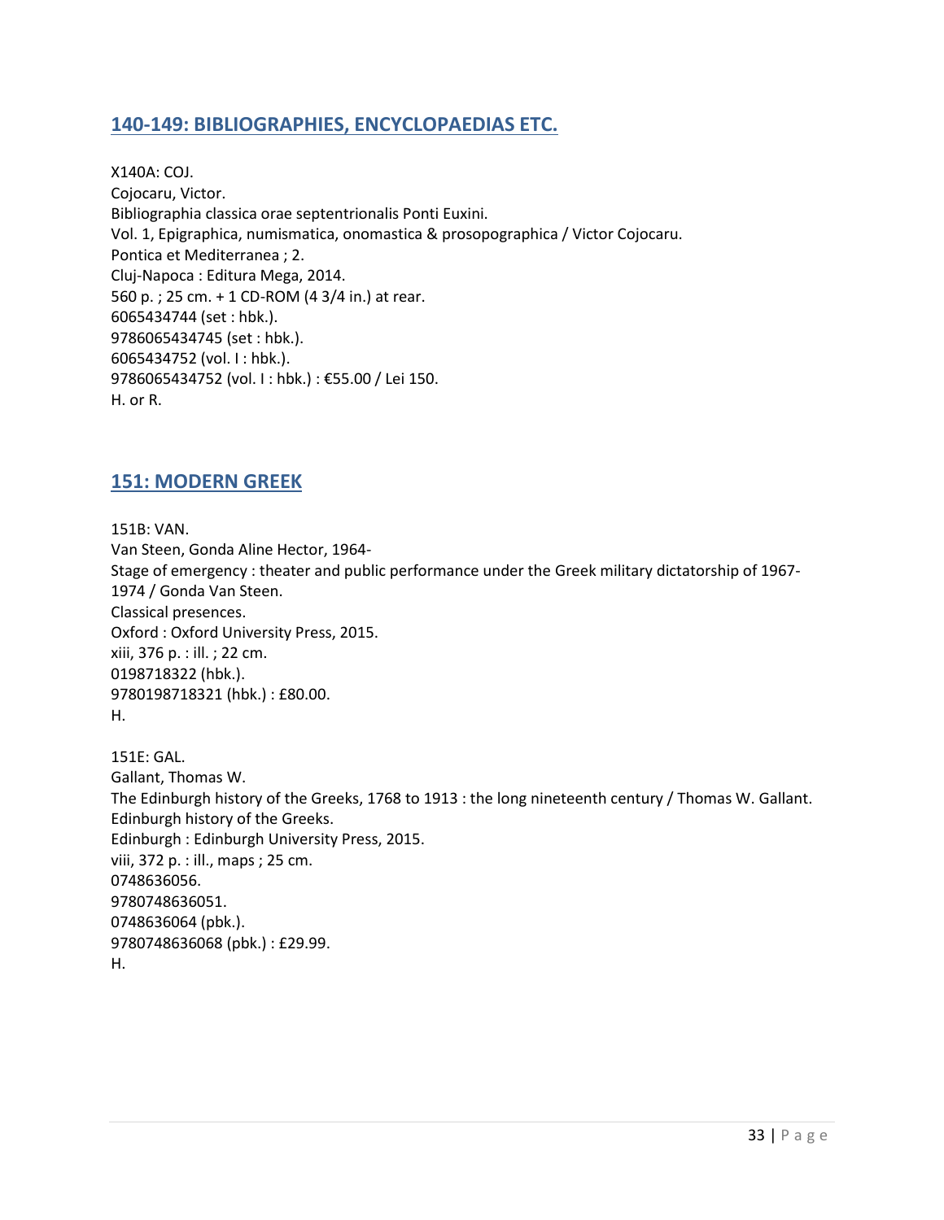## 140-149: BIBLIOGRAPHIES, ENCYCLOPAEDIAS ETC.

X140A: COJ.
Cojocaru, Victor.
Bibliographia classica orae septentrionalis Ponti Euxini.
Vol. 1, Epigraphica, numismatica, onomastica & prosopographica / Victor Cojocaru.
Pontica et Mediterranea ; 2.
Cluj-Napoca : Editura Mega, 2014.
560 p. ; 25 cm. + 1 CD-ROM (4 3/4 in.) at rear.
6065434744 (set : hbk.).
9786065434745 (set : hbk.).
6065434752 (vol. I : hbk.).
9786065434752 (vol. I : hbk.) : €55.00 / Lei 150.
H. or R.

## 151: MODERN GREEK

151B: VAN.
Van Steen, Gonda Aline Hector, 1964-
Stage of emergency : theater and public performance under the Greek military dictatorship of 1967-1974 / Gonda Van Steen.
Classical presences.
Oxford : Oxford University Press, 2015.
xiii, 376 p. : ill. ; 22 cm.
0198718322 (hbk.).
9780198718321 (hbk.) : £80.00.
H.

151E: GAL.
Gallant, Thomas W.
The Edinburgh history of the Greeks, 1768 to 1913 : the long nineteenth century / Thomas W. Gallant.
Edinburgh history of the Greeks.
Edinburgh : Edinburgh University Press, 2015.
viii, 372 p. : ill., maps ; 25 cm.
0748636056.
9780748636051.
0748636064 (pbk.).
9780748636068 (pbk.) : £29.99.
H.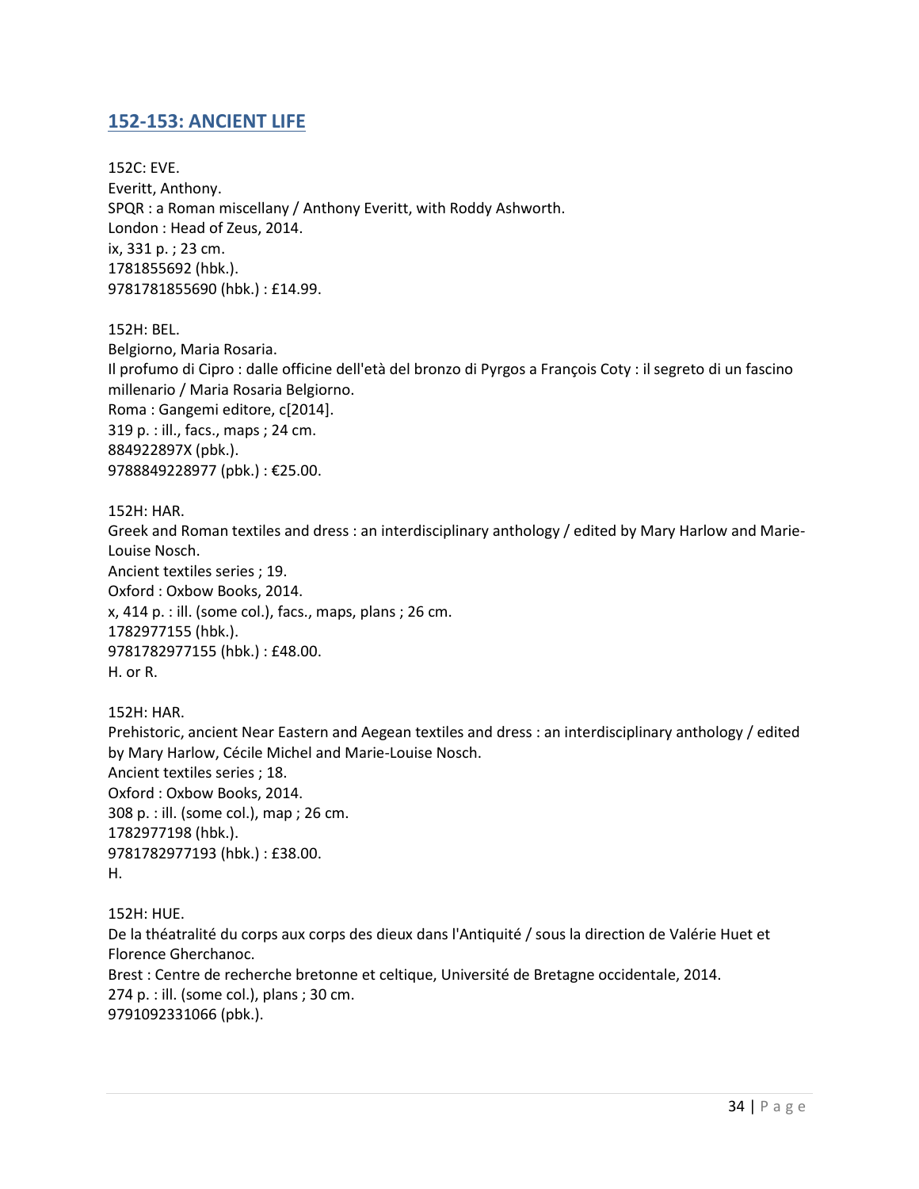## 152-153: ANCIENT LIFE

152C: EVE.
Everitt, Anthony.
SPQR : a Roman miscellany / Anthony Everitt, with Roddy Ashworth.
London : Head of Zeus, 2014.
ix, 331 p. ; 23 cm.
1781855692 (hbk.).
9781781855690 (hbk.) : £14.99.

152H: BEL.
Belgiorno, Maria Rosaria.
Il profumo di Cipro : dalle officine dell'età del bronzo di Pyrgos a François Coty : il segreto di un fascino millenario / Maria Rosaria Belgiorno.
Roma : Gangemi editore, c[2014].
319 p. : ill., facs., maps ; 24 cm.
884922897X (pbk.).
9788849228977 (pbk.) : €25.00.

152H: HAR.
Greek and Roman textiles and dress : an interdisciplinary anthology / edited by Mary Harlow and Marie-Louise Nosch.
Ancient textiles series ; 19.
Oxford : Oxbow Books, 2014.
x, 414 p. : ill. (some col.), facs., maps, plans ; 26 cm.
1782977155 (hbk.).
9781782977155 (hbk.) : £48.00.
H. or R.

152H: HAR.
Prehistoric, ancient Near Eastern and Aegean textiles and dress : an interdisciplinary anthology / edited by Mary Harlow, Cécile Michel and Marie-Louise Nosch.
Ancient textiles series ; 18.
Oxford : Oxbow Books, 2014.
308 p. : ill. (some col.), map ; 26 cm.
1782977198 (hbk.).
9781782977193 (hbk.) : £38.00.
H.

152H: HUE.
De la théatralité du corps aux corps des dieux dans l'Antiquité / sous la direction de Valérie Huet et Florence Gherchanoc.
Brest : Centre de recherche bretonne et celtique, Université de Bretagne occidentale, 2014.
274 p. : ill. (some col.), plans ; 30 cm.
9791092331066 (pbk.).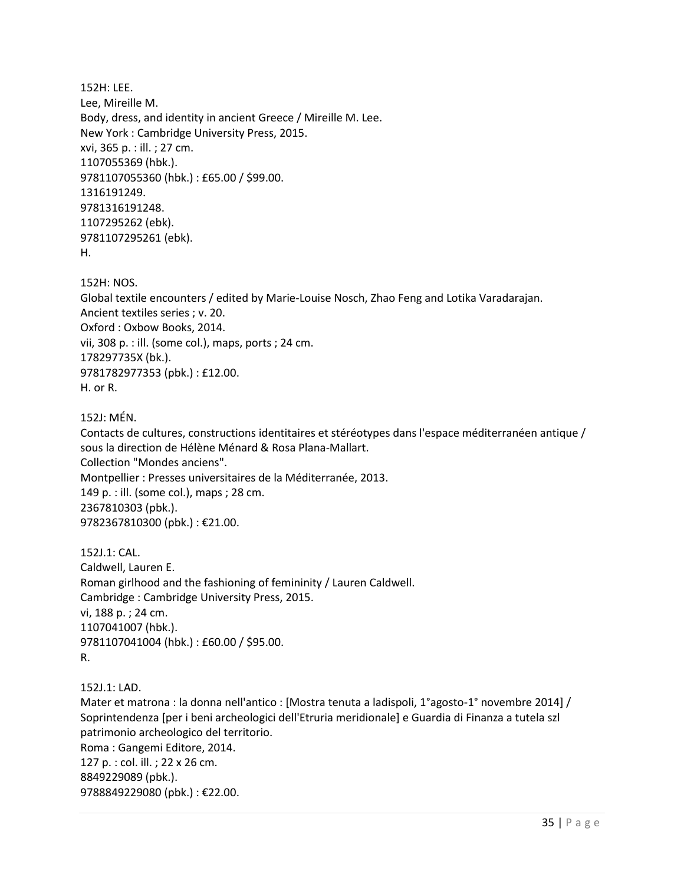152H: LEE.
Lee, Mireille M.
Body, dress, and identity in ancient Greece / Mireille M. Lee.
New York : Cambridge University Press, 2015.
xvi, 365 p. : ill. ; 27 cm.
1107055369 (hbk.).
9781107055360 (hbk.) : £65.00 / $99.00.
1316191249.
9781316191248.
1107295262 (ebk).
9781107295261 (ebk).
H.

152H: NOS.
Global textile encounters / edited by Marie-Louise Nosch, Zhao Feng and Lotika Varadarajan.
Ancient textiles series ; v. 20.
Oxford : Oxbow Books, 2014.
vii, 308 p. : ill. (some col.), maps, ports ; 24 cm.
178297735X (bk.).
9781782977353 (pbk.) : £12.00.
H. or R.

152J: MÉN.
Contacts de cultures, constructions identitaires et stéréotypes dans l'espace méditerranéen antique / sous la direction de Hélène Ménard & Rosa Plana-Mallart.
Collection "Mondes anciens".
Montpellier : Presses universitaires de la Méditerranée, 2013.
149 p. : ill. (some col.), maps ; 28 cm.
2367810303 (pbk.).
9782367810300 (pbk.) : €21.00.

152J.1: CAL.
Caldwell, Lauren E.
Roman girlhood and the fashioning of femininity / Lauren Caldwell.
Cambridge : Cambridge University Press, 2015.
vi, 188 p. ; 24 cm.
1107041007 (hbk.).
9781107041004 (hbk.) : £60.00 / $95.00.
R.

152J.1: LAD.
Mater et matrona : la donna nell'antico : [Mostra tenuta a ladispoli, 1°agosto-1° novembre 2014] / Soprintendenza [per i beni archeologici dell'Etruria meridionale] e Guardia di Finanza a tutela szl patrimonio archeologico del territorio.
Roma : Gangemi Editore, 2014.
127 p. : col. ill. ; 22 x 26 cm.
8849229089 (pbk.).
9788849229080 (pbk.) : €22.00.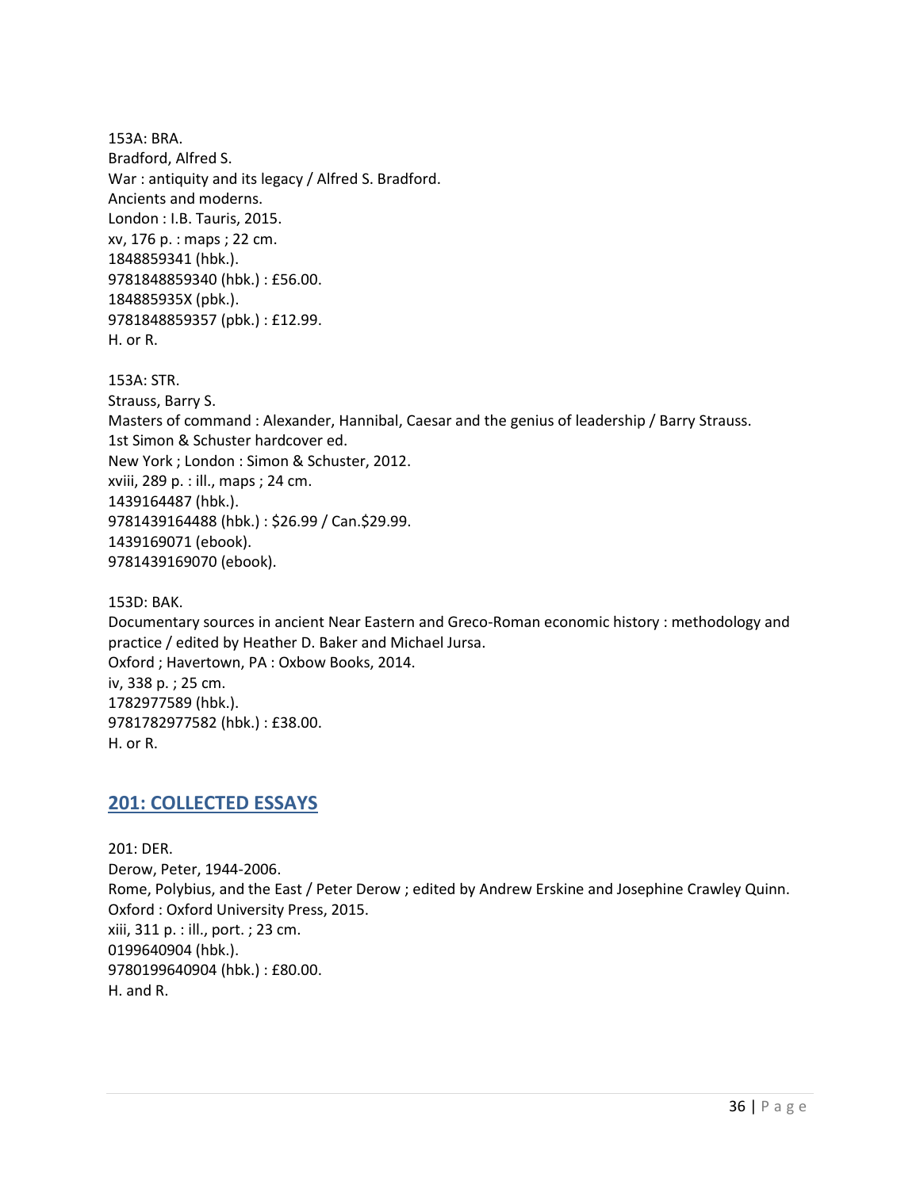153A: BRA.
Bradford, Alfred S.
War : antiquity and its legacy / Alfred S. Bradford.
Ancients and moderns.
London : I.B. Tauris, 2015.
xv, 176 p. : maps ; 22 cm.
1848859341 (hbk.).
9781848859340 (hbk.) : £56.00.
184885935X (pbk.).
9781848859357 (pbk.) : £12.99.
H. or R.

153A: STR.
Strauss, Barry S.
Masters of command : Alexander, Hannibal, Caesar and the genius of leadership / Barry Strauss.
1st Simon & Schuster hardcover ed.
New York ; London : Simon & Schuster, 2012.
xviii, 289 p. : ill., maps ; 24 cm.
1439164487 (hbk.).
9781439164488 (hbk.) : $26.99 / Can.$29.99.
1439169071 (ebook).
9781439169070 (ebook).

153D: BAK.
Documentary sources in ancient Near Eastern and Greco-Roman economic history : methodology and practice / edited by Heather D. Baker and Michael Jursa.
Oxford ; Havertown, PA : Oxbow Books, 2014.
iv, 338 p. ; 25 cm.
1782977589 (hbk.).
9781782977582 (hbk.) : £38.00.
H. or R.

## 201: COLLECTED ESSAYS

201: DER.
Derow, Peter, 1944-2006.
Rome, Polybius, and the East / Peter Derow ; edited by Andrew Erskine and Josephine Crawley Quinn.
Oxford : Oxford University Press, 2015.
xiii, 311 p. : ill., port. ; 23 cm.
0199640904 (hbk.).
9780199640904 (hbk.) : £80.00.
H. and R.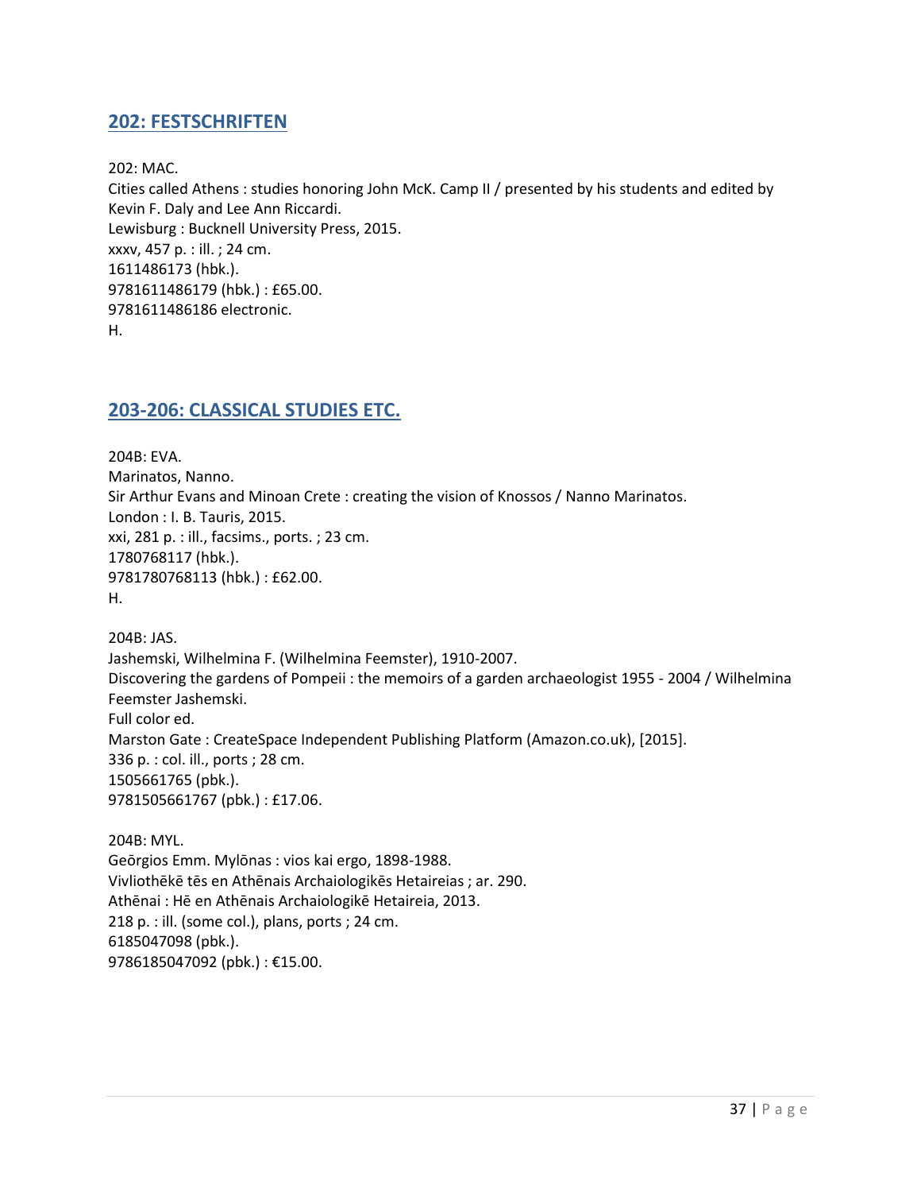## 202: FESTSCHRIFTEN

202: MAC.
Cities called Athens : studies honoring John McK. Camp II / presented by his students and edited by Kevin F. Daly and Lee Ann Riccardi.
Lewisburg : Bucknell University Press, 2015.
xxxv, 457 p. : ill. ; 24 cm.
1611486173 (hbk.).
9781611486179 (hbk.) : £65.00.
9781611486186 electronic.
H.

## 203-206: CLASSICAL STUDIES ETC.

204B: EVA.
Marinatos, Nanno.
Sir Arthur Evans and Minoan Crete : creating the vision of Knossos / Nanno Marinatos.
London : I. B. Tauris, 2015.
xxi, 281 p. : ill., facsims., ports. ; 23 cm.
1780768117 (hbk.).
9781780768113 (hbk.) : £62.00.
H.

204B: JAS.
Jashemski, Wilhelmina F. (Wilhelmina Feemster), 1910-2007.
Discovering the gardens of Pompeii : the memoirs of a garden archaeologist 1955 - 2004 / Wilhelmina Feemster Jashemski.
Full color ed.
Marston Gate : CreateSpace Independent Publishing Platform (Amazon.co.uk), [2015].
336 p. : col. ill., ports ; 28 cm.
1505661765 (pbk.).
9781505661767 (pbk.) : £17.06.

204B: MYL.
Geōrgios Emm. Mylōnas : vios kai ergo, 1898-1988.
Vivliothēkē tēs en Athēnais Archaiologikēs Hetaireias ; ar. 290.
Athēnai : Hē en Athēnais Archaiologikē Hetaireia, 2013.
218 p. : ill. (some col.), plans, ports ; 24 cm.
6185047098 (pbk.).
9786185047092 (pbk.) : €15.00.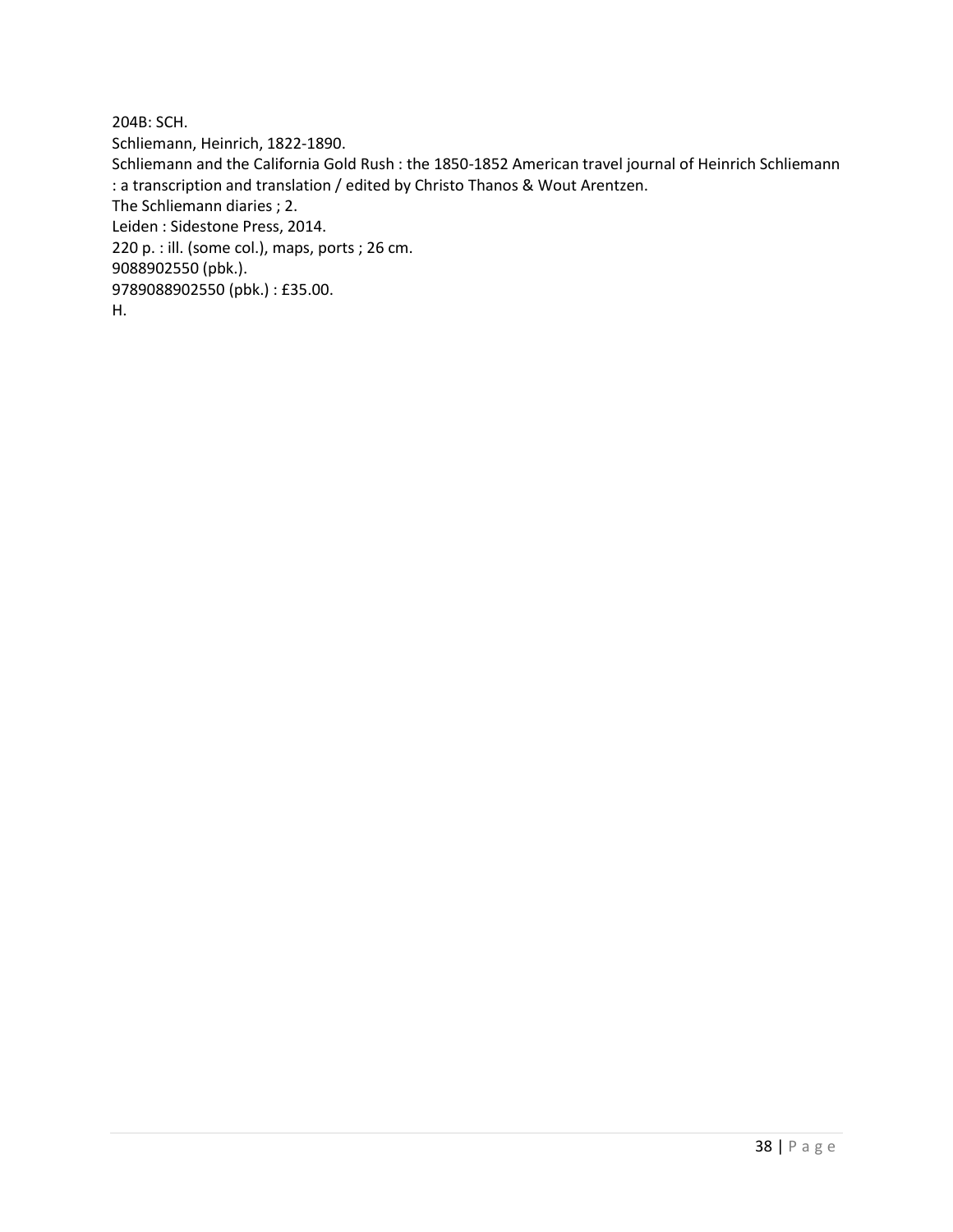204B: SCH.  
Schliemann, Heinrich, 1822-1890.  
Schliemann and the California Gold Rush : the 1850-1852 American travel journal of Heinrich Schliemann : a transcription and translation / edited by Christo Thanos & Wout Arentzen.  
The Schliemann diaries ; 2.  
Leiden : Sidestone Press, 2014.  
220 p. : ill. (some col.), maps, ports ; 26 cm.  
9088902550 (pbk.).  
9789088902550 (pbk.) : £35.00.  
H.